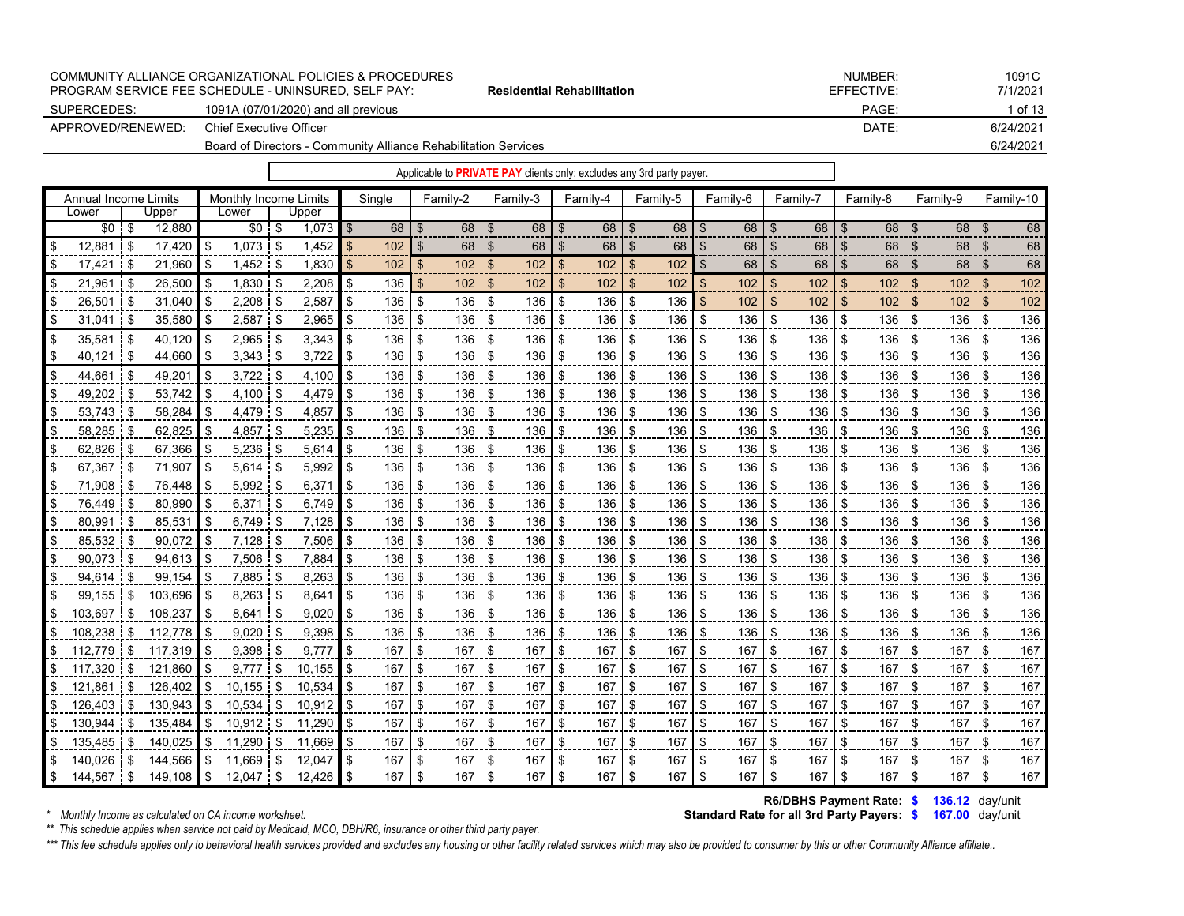COMMUNITY ALLIANCE ORGANIZATIONAL POLICIES & PROCEDURES
PROGRAM SERVICE FEE SCHEDULE - UNINSURED, SELF PAY: **Residential Rehabilitation**

NUMBER: 1091C
EFFECTIVE: 7/1/2021

SUPERCEDES: 1091A (07/01/2020) and all previous

APPROVED/RENEWED: Chief Executive Officer — DATE: 6/24/2021
Board of Directors - Community Alliance Rehabilitation Services — 6/24/2021

Applicable to **PRIVATE PAY** clients only; excludes any 3rd party payer.

| Annual Income Limits | | Monthly Income Limits | | Single | Family-2 | Family-3 | Family-4 | Family-5 | Family-6 | Family-7 | Family-8 | Family-9 | Family-10 |
|---|---|---|---|---|---|---|---|---|---|---|---|---|---|
| Lower | Upper | Lower | Upper | | | | | | | | | | |
| $0 | $ 12,880 | $0 | $ 1,073 | $ 68 | $ 68 | $ 68 | $ 68 | $ 68 | $ 68 | $ 68 | $ 68 | $ 68 | $ 68 |
| $ 12,881 | $ 17,420 | $ 1,073 | $ 1,452 | $ 102 | $ 68 | $ 68 | $ 68 | $ 68 | $ 68 | $ 68 | $ 68 | $ 68 | $ 68 |
| $ 17,421 | $ 21,960 | $ 1,452 | $ 1,830 | $ 102 | $ 102 | $ 102 | $ 102 | $ 102 | $ 68 | $ 68 | $ 68 | $ 68 | $ 68 |
| $ 21,961 | $ 26,500 | $ 1,830 | $ 2,208 | $ 136 | $ 102 | $ 102 | $ 102 | $ 102 | $ 102 | $ 102 | $ 102 | $ 102 | $ 102 |
| $ 26,501 | $ 31,040 | $ 2,208 | $ 2,587 | $ 136 | $ 136 | $ 136 | $ 136 | $ 136 | $ 102 | $ 102 | $ 102 | $ 102 | $ 102 |
| $ 31,041 | $ 35,580 | $ 2,587 | $ 2,965 | $ 136 | $ 136 | $ 136 | $ 136 | $ 136 | $ 136 | $ 136 | $ 136 | $ 136 | $ 136 |
| $ 35,581 | $ 40,120 | $ 2,965 | $ 3,343 | $ 136 | $ 136 | $ 136 | $ 136 | $ 136 | $ 136 | $ 136 | $ 136 | $ 136 | $ 136 |
| $ 40,121 | $ 44,660 | $ 3,343 | $ 3,722 | $ 136 | $ 136 | $ 136 | $ 136 | $ 136 | $ 136 | $ 136 | $ 136 | $ 136 | $ 136 |
| $ 44,661 | $ 49,201 | $ 3,722 | $ 4,100 | $ 136 | $ 136 | $ 136 | $ 136 | $ 136 | $ 136 | $ 136 | $ 136 | $ 136 | $ 136 |
| $ 49,202 | $ 53,742 | $ 4,100 | $ 4,479 | $ 136 | $ 136 | $ 136 | $ 136 | $ 136 | $ 136 | $ 136 | $ 136 | $ 136 | $ 136 |
| $ 53,743 | $ 58,284 | $ 4,479 | $ 4,857 | $ 136 | $ 136 | $ 136 | $ 136 | $ 136 | $ 136 | $ 136 | $ 136 | $ 136 | $ 136 |
| $ 58,285 | $ 62,825 | $ 4,857 | $ 5,235 | $ 136 | $ 136 | $ 136 | $ 136 | $ 136 | $ 136 | $ 136 | $ 136 | $ 136 | $ 136 |
| $ 62,826 | $ 67,366 | $ 5,236 | $ 5,614 | $ 136 | $ 136 | $ 136 | $ 136 | $ 136 | $ 136 | $ 136 | $ 136 | $ 136 | $ 136 |
| $ 67,367 | $ 71,907 | $ 5,614 | $ 5,992 | $ 136 | $ 136 | $ 136 | $ 136 | $ 136 | $ 136 | $ 136 | $ 136 | $ 136 | $ 136 |
| $ 71,908 | $ 76,448 | $ 5,992 | $ 6,371 | $ 136 | $ 136 | $ 136 | $ 136 | $ 136 | $ 136 | $ 136 | $ 136 | $ 136 | $ 136 |
| $ 76,449 | $ 80,990 | $ 6,371 | $ 6,749 | $ 136 | $ 136 | $ 136 | $ 136 | $ 136 | $ 136 | $ 136 | $ 136 | $ 136 | $ 136 |
| $ 80,991 | $ 85,531 | $ 6,749 | $ 7,128 | $ 136 | $ 136 | $ 136 | $ 136 | $ 136 | $ 136 | $ 136 | $ 136 | $ 136 | $ 136 |
| $ 85,532 | $ 90,072 | $ 7,128 | $ 7,506 | $ 136 | $ 136 | $ 136 | $ 136 | $ 136 | $ 136 | $ 136 | $ 136 | $ 136 | $ 136 |
| $ 90,073 | $ 94,613 | $ 7,506 | $ 7,884 | $ 136 | $ 136 | $ 136 | $ 136 | $ 136 | $ 136 | $ 136 | $ 136 | $ 136 | $ 136 |
| $ 94,614 | $ 99,154 | $ 7,885 | $ 8,263 | $ 136 | $ 136 | $ 136 | $ 136 | $ 136 | $ 136 | $ 136 | $ 136 | $ 136 | $ 136 |
| $ 99,155 | $ 103,696 | $ 8,263 | $ 8,641 | $ 136 | $ 136 | $ 136 | $ 136 | $ 136 | $ 136 | $ 136 | $ 136 | $ 136 | $ 136 |
| $ 103,697 | $ 108,237 | $ 8,641 | $ 9,020 | $ 136 | $ 136 | $ 136 | $ 136 | $ 136 | $ 136 | $ 136 | $ 136 | $ 136 | $ 136 |
| $ 108,238 | $ 112,778 | $ 9,020 | $ 9,398 | $ 136 | $ 136 | $ 136 | $ 136 | $ 136 | $ 136 | $ 136 | $ 136 | $ 136 | $ 136 |
| $ 112,779 | $ 117,319 | $ 9,398 | $ 9,777 | $ 167 | $ 167 | $ 167 | $ 167 | $ 167 | $ 167 | $ 167 | $ 167 | $ 167 | $ 167 |
| $ 117,320 | $ 121,860 | $ 9,777 | $ 10,155 | $ 167 | $ 167 | $ 167 | $ 167 | $ 167 | $ 167 | $ 167 | $ 167 | $ 167 | $ 167 |
| $ 121,861 | $ 126,402 | $ 10,155 | $ 10,534 | $ 167 | $ 167 | $ 167 | $ 167 | $ 167 | $ 167 | $ 167 | $ 167 | $ 167 | $ 167 |
| $ 126,403 | $ 130,943 | $ 10,534 | $ 10,912 | $ 167 | $ 167 | $ 167 | $ 167 | $ 167 | $ 167 | $ 167 | $ 167 | $ 167 | $ 167 |
| $ 130,944 | $ 135,484 | $ 10,912 | $ 11,290 | $ 167 | $ 167 | $ 167 | $ 167 | $ 167 | $ 167 | $ 167 | $ 167 | $ 167 | $ 167 |
| $ 135,485 | $ 140,025 | $ 11,290 | $ 11,669 | $ 167 | $ 167 | $ 167 | $ 167 | $ 167 | $ 167 | $ 167 | $ 167 | $ 167 | $ 167 |
| $ 140,026 | $ 144,566 | $ 11,669 | $ 12,047 | $ 167 | $ 167 | $ 167 | $ 167 | $ 167 | $ 167 | $ 167 | $ 167 | $ 167 | $ 167 |
| $ 144,567 | $ 149,108 | $ 12,047 | $ 12,426 | $ 167 | $ 167 | $ 167 | $ 167 | $ 167 | $ 167 | $ 167 | $ 167 | $ 167 | $ 167 |

**R6/DBHS Payment Rate: $ 136.12** day/unit
**Standard Rate for all 3rd Party Payers: $ 167.00** day/unit

*\* Monthly Income as calculated on CA income worksheet.*

*\*\* This schedule applies when service not paid by Medicaid, MCO, DBH/R6, insurance or other third party payer.*

*\*\*\* This fee schedule applies only to behavioral health services provided and excludes any housing or other facility related services which may also be provided to consumer by this or other Community Alliance affiliate..*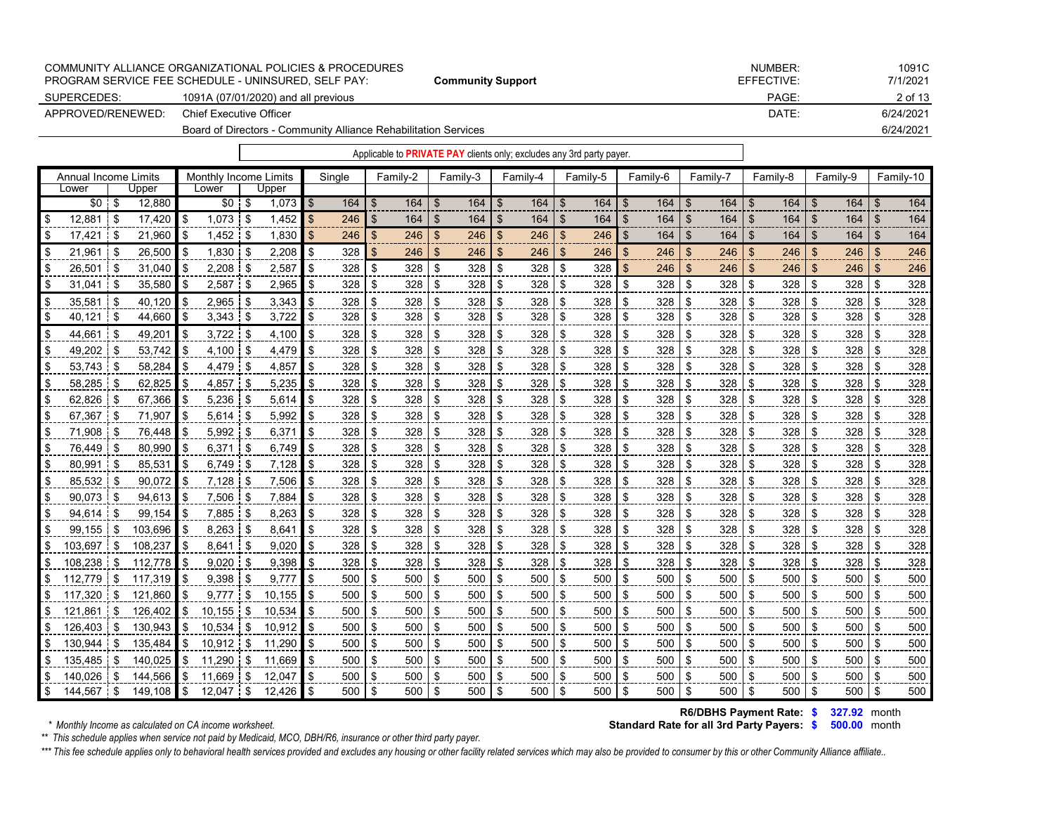COMMUNITY ALLIANCE ORGANIZATIONAL POLICIES & PROCEDURES
PROGRAM SERVICE FEE SCHEDULE - UNINSURED, SELF PAY: **Community Support**

NUMBER: 1091C
EFFECTIVE: 7/1/2021

SUPERCEDES: 1091A (07/01/2020) and all previous

APPROVED/RENEWED: Chief Executive Officer — DATE: 6/24/2021
Board of Directors - Community Alliance Rehabilitation Services — 6/24/2021

Applicable to **PRIVATE PAY** clients only; excludes any 3rd party payer.

| Annual Income Limits | | Monthly Income Limits | | Single | Family-2 | Family-3 | Family-4 | Family-5 | Family-6 | Family-7 | Family-8 | Family-9 | Family-10 |
|---|---|---|---|---|---|---|---|---|---|---|---|---|---|
| Lower | Upper | Lower | Upper | | | | | | | | | | |
| $0 | $ 12,880 | $0 | $ 1,073 | $ 164 | $ 164 | $ 164 | $ 164 | $ 164 | $ 164 | $ 164 | $ 164 | $ 164 | $ 164 |
| $ 12,881 | $ 17,420 | $ 1,073 | $ 1,452 | $ 246 | $ 164 | $ 164 | $ 164 | $ 164 | $ 164 | $ 164 | $ 164 | $ 164 | $ 164 |
| $ 17,421 | $ 21,960 | $ 1,452 | $ 1,830 | $ 246 | $ 246 | $ 246 | $ 246 | $ 246 | $ 164 | $ 164 | $ 164 | $ 164 | $ 164 |
| $ 21,961 | $ 26,500 | $ 1,830 | $ 2,208 | $ 328 | $ 246 | $ 246 | $ 246 | $ 246 | $ 246 | $ 246 | $ 246 | $ 246 | $ 246 |
| $ 26,501 | $ 31,040 | $ 2,208 | $ 2,587 | $ 328 | $ 328 | $ 328 | $ 328 | $ 328 | $ 246 | $ 246 | $ 246 | $ 246 | $ 246 |
| $ 31,041 | $ 35,580 | $ 2,587 | $ 2,965 | $ 328 | $ 328 | $ 328 | $ 328 | $ 328 | $ 328 | $ 328 | $ 328 | $ 328 | $ 328 |
| $ 35,581 | $ 40,120 | $ 2,965 | $ 3,343 | $ 328 | $ 328 | $ 328 | $ 328 | $ 328 | $ 328 | $ 328 | $ 328 | $ 328 | $ 328 |
| $ 40,121 | $ 44,660 | $ 3,343 | $ 3,722 | $ 328 | $ 328 | $ 328 | $ 328 | $ 328 | $ 328 | $ 328 | $ 328 | $ 328 | $ 328 |
| $ 44,661 | $ 49,201 | $ 3,722 | $ 4,100 | $ 328 | $ 328 | $ 328 | $ 328 | $ 328 | $ 328 | $ 328 | $ 328 | $ 328 | $ 328 |
| $ 49,202 | $ 53,742 | $ 4,100 | $ 4,479 | $ 328 | $ 328 | $ 328 | $ 328 | $ 328 | $ 328 | $ 328 | $ 328 | $ 328 | $ 328 |
| $ 53,743 | $ 58,284 | $ 4,479 | $ 4,857 | $ 328 | $ 328 | $ 328 | $ 328 | $ 328 | $ 328 | $ 328 | $ 328 | $ 328 | $ 328 |
| $ 58,285 | $ 62,825 | $ 4,857 | $ 5,235 | $ 328 | $ 328 | $ 328 | $ 328 | $ 328 | $ 328 | $ 328 | $ 328 | $ 328 | $ 328 |
| $ 62,826 | $ 67,366 | $ 5,236 | $ 5,614 | $ 328 | $ 328 | $ 328 | $ 328 | $ 328 | $ 328 | $ 328 | $ 328 | $ 328 | $ 328 |
| $ 67,367 | $ 71,907 | $ 5,614 | $ 5,992 | $ 328 | $ 328 | $ 328 | $ 328 | $ 328 | $ 328 | $ 328 | $ 328 | $ 328 | $ 328 |
| $ 71,908 | $ 76,448 | $ 5,992 | $ 6,371 | $ 328 | $ 328 | $ 328 | $ 328 | $ 328 | $ 328 | $ 328 | $ 328 | $ 328 | $ 328 |
| $ 76,449 | $ 80,990 | $ 6,371 | $ 6,749 | $ 328 | $ 328 | $ 328 | $ 328 | $ 328 | $ 328 | $ 328 | $ 328 | $ 328 | $ 328 |
| $ 80,991 | $ 85,531 | $ 6,749 | $ 7,128 | $ 328 | $ 328 | $ 328 | $ 328 | $ 328 | $ 328 | $ 328 | $ 328 | $ 328 | $ 328 |
| $ 85,532 | $ 90,072 | $ 7,128 | $ 7,506 | $ 328 | $ 328 | $ 328 | $ 328 | $ 328 | $ 328 | $ 328 | $ 328 | $ 328 | $ 328 |
| $ 90,073 | $ 94,613 | $ 7,506 | $ 7,884 | $ 328 | $ 328 | $ 328 | $ 328 | $ 328 | $ 328 | $ 328 | $ 328 | $ 328 | $ 328 |
| $ 94,614 | $ 99,154 | $ 7,885 | $ 8,263 | $ 328 | $ 328 | $ 328 | $ 328 | $ 328 | $ 328 | $ 328 | $ 328 | $ 328 | $ 328 |
| $ 99,155 | $ 103,696 | $ 8,263 | $ 8,641 | $ 328 | $ 328 | $ 328 | $ 328 | $ 328 | $ 328 | $ 328 | $ 328 | $ 328 | $ 328 |
| $ 103,697 | $ 108,237 | $ 8,641 | $ 9,020 | $ 328 | $ 328 | $ 328 | $ 328 | $ 328 | $ 328 | $ 328 | $ 328 | $ 328 | $ 328 |
| $ 108,238 | $ 112,778 | $ 9,020 | $ 9,398 | $ 328 | $ 328 | $ 328 | $ 328 | $ 328 | $ 328 | $ 328 | $ 328 | $ 328 | $ 328 |
| $ 112,779 | $ 117,319 | $ 9,398 | $ 9,777 | $ 500 | $ 500 | $ 500 | $ 500 | $ 500 | $ 500 | $ 500 | $ 500 | $ 500 | $ 500 |
| $ 117,320 | $ 121,860 | $ 9,777 | $ 10,155 | $ 500 | $ 500 | $ 500 | $ 500 | $ 500 | $ 500 | $ 500 | $ 500 | $ 500 | $ 500 |
| $ 121,861 | $ 126,402 | $ 10,155 | $ 10,534 | $ 500 | $ 500 | $ 500 | $ 500 | $ 500 | $ 500 | $ 500 | $ 500 | $ 500 | $ 500 |
| $ 126,403 | $ 130,943 | $ 10,534 | $ 10,912 | $ 500 | $ 500 | $ 500 | $ 500 | $ 500 | $ 500 | $ 500 | $ 500 | $ 500 | $ 500 |
| $ 130,944 | $ 135,484 | $ 10,912 | $ 11,290 | $ 500 | $ 500 | $ 500 | $ 500 | $ 500 | $ 500 | $ 500 | $ 500 | $ 500 | $ 500 |
| $ 135,485 | $ 140,025 | $ 11,290 | $ 11,669 | $ 500 | $ 500 | $ 500 | $ 500 | $ 500 | $ 500 | $ 500 | $ 500 | $ 500 | $ 500 |
| $ 140,026 | $ 144,566 | $ 11,669 | $ 12,047 | $ 500 | $ 500 | $ 500 | $ 500 | $ 500 | $ 500 | $ 500 | $ 500 | $ 500 | $ 500 |
| $ 144,567 | $ 149,108 | $ 12,047 | $ 12,426 | $ 500 | $ 500 | $ 500 | $ 500 | $ 500 | $ 500 | $ 500 | $ 500 | $ 500 | $ 500 |

**R6/DBHS Payment Rate: $ 327.92** month

**Standard Rate for all 3rd Party Payers: $ 500.00** month

*\* Monthly Income as calculated on CA income worksheet.*

*\*\* This schedule applies when service not paid by Medicaid, MCO, DBH/R6, insurance or other third party payer.*

*\*\*\* This fee schedule applies only to behavioral health services provided and excludes any housing or other facility related services which may also be provided to consumer by this or other Community Alliance affiliate..*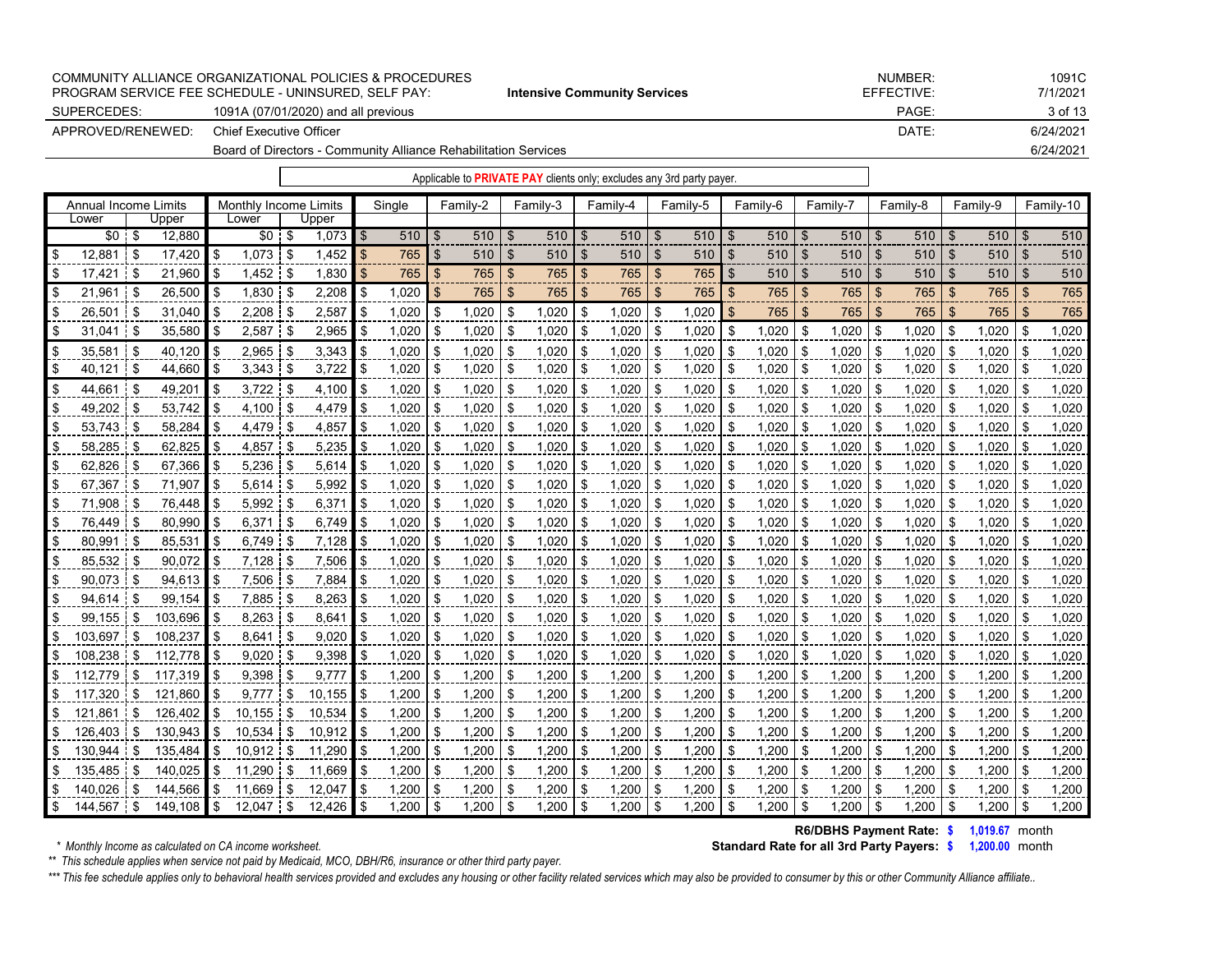COMMUNITY ALLIANCE ORGANIZATIONAL POLICIES & PROCEDURES
PROGRAM SERVICE FEE SCHEDULE - UNINSURED, SELF PAY: **Intensive Community Services**

NUMBER: 1091C
EFFECTIVE: 7/1/2021

SUPERCEDES: 1091A (07/01/2020) and all previous

APPROVED/RENEWED: Chief Executive Officer — DATE: 6/24/2021
Board of Directors - Community Alliance Rehabilitation Services — 6/24/2021

Applicable to **PRIVATE PAY** clients only; excludes any 3rd party payer.

| Annual Income Limits | | Monthly Income Limits | | Single | Family-2 | Family-3 | Family-4 | Family-5 | Family-6 | Family-7 | Family-8 | Family-9 | Family-10 |
|---|---|---|---|---|---|---|---|---|---|---|---|---|---|
| Lower | Upper | Lower | Upper | | | | | | | | | | |
| $0 | $ 12,880 | $0 | $ 1,073 | $ 510 | $ 510 | $ 510 | $ 510 | $ 510 | $ 510 | $ 510 | $ 510 | $ 510 | $ 510 |
| $ 12,881 | $ 17,420 | $ 1,073 | $ 1,452 | $ 765 | $ 510 | $ 510 | $ 510 | $ 510 | $ 510 | $ 510 | $ 510 | $ 510 | $ 510 |
| $ 17,421 | $ 21,960 | $ 1,452 | $ 1,830 | $ 765 | $ 765 | $ 765 | $ 765 | $ 765 | $ 510 | $ 510 | $ 510 | $ 510 | $ 510 |
| $ 21,961 | $ 26,500 | $ 1,830 | $ 2,208 | $ 1,020 | $ 765 | $ 765 | $ 765 | $ 765 | $ 765 | $ 765 | $ 765 | $ 765 | $ 765 |
| $ 26,501 | $ 31,040 | $ 2,208 | $ 2,587 | $ 1,020 | $ 1,020 | $ 1,020 | $ 1,020 | $ 1,020 | $ 765 | $ 765 | $ 765 | $ 765 | $ 765 |
| $ 31,041 | $ 35,580 | $ 2,587 | $ 2,965 | $ 1,020 | $ 1,020 | $ 1,020 | $ 1,020 | $ 1,020 | $ 1,020 | $ 1,020 | $ 1,020 | $ 1,020 | $ 1,020 |
| $ 35,581 | $ 40,120 | $ 2,965 | $ 3,343 | $ 1,020 | $ 1,020 | $ 1,020 | $ 1,020 | $ 1,020 | $ 1,020 | $ 1,020 | $ 1,020 | $ 1,020 | $ 1,020 |
| $ 40,121 | $ 44,660 | $ 3,343 | $ 3,722 | $ 1,020 | $ 1,020 | $ 1,020 | $ 1,020 | $ 1,020 | $ 1,020 | $ 1,020 | $ 1,020 | $ 1,020 | $ 1,020 |
| $ 44,661 | $ 49,201 | $ 3,722 | $ 4,100 | $ 1,020 | $ 1,020 | $ 1,020 | $ 1,020 | $ 1,020 | $ 1,020 | $ 1,020 | $ 1,020 | $ 1,020 | $ 1,020 |
| $ 49,202 | $ 53,742 | $ 4,100 | $ 4,479 | $ 1,020 | $ 1,020 | $ 1,020 | $ 1,020 | $ 1,020 | $ 1,020 | $ 1,020 | $ 1,020 | $ 1,020 | $ 1,020 |
| $ 53,743 | $ 58,284 | $ 4,479 | $ 4,857 | $ 1,020 | $ 1,020 | $ 1,020 | $ 1,020 | $ 1,020 | $ 1,020 | $ 1,020 | $ 1,020 | $ 1,020 | $ 1,020 |
| $ 58,285 | $ 62,825 | $ 4,857 | $ 5,235 | $ 1,020 | $ 1,020 | $ 1,020 | $ 1,020 | $ 1,020 | $ 1,020 | $ 1,020 | $ 1,020 | $ 1,020 | $ 1,020 |
| $ 62,826 | $ 67,366 | $ 5,236 | $ 5,614 | $ 1,020 | $ 1,020 | $ 1,020 | $ 1,020 | $ 1,020 | $ 1,020 | $ 1,020 | $ 1,020 | $ 1,020 | $ 1,020 |
| $ 67,367 | $ 71,907 | $ 5,614 | $ 5,992 | $ 1,020 | $ 1,020 | $ 1,020 | $ 1,020 | $ 1,020 | $ 1,020 | $ 1,020 | $ 1,020 | $ 1,020 | $ 1,020 |
| $ 71,908 | $ 76,448 | $ 5,992 | $ 6,371 | $ 1,020 | $ 1,020 | $ 1,020 | $ 1,020 | $ 1,020 | $ 1,020 | $ 1,020 | $ 1,020 | $ 1,020 | $ 1,020 |
| $ 76,449 | $ 80,990 | $ 6,371 | $ 6,749 | $ 1,020 | $ 1,020 | $ 1,020 | $ 1,020 | $ 1,020 | $ 1,020 | $ 1,020 | $ 1,020 | $ 1,020 | $ 1,020 |
| $ 80,991 | $ 85,531 | $ 6,749 | $ 7,128 | $ 1,020 | $ 1,020 | $ 1,020 | $ 1,020 | $ 1,020 | $ 1,020 | $ 1,020 | $ 1,020 | $ 1,020 | $ 1,020 |
| $ 85,532 | $ 90,072 | $ 7,128 | $ 7,506 | $ 1,020 | $ 1,020 | $ 1,020 | $ 1,020 | $ 1,020 | $ 1,020 | $ 1,020 | $ 1,020 | $ 1,020 | $ 1,020 |
| $ 90,073 | $ 94,613 | $ 7,506 | $ 7,884 | $ 1,020 | $ 1,020 | $ 1,020 | $ 1,020 | $ 1,020 | $ 1,020 | $ 1,020 | $ 1,020 | $ 1,020 | $ 1,020 |
| $ 94,614 | $ 99,154 | $ 7,885 | $ 8,263 | $ 1,020 | $ 1,020 | $ 1,020 | $ 1,020 | $ 1,020 | $ 1,020 | $ 1,020 | $ 1,020 | $ 1,020 | $ 1,020 |
| $ 99,155 | $ 103,696 | $ 8,263 | $ 8,641 | $ 1,020 | $ 1,020 | $ 1,020 | $ 1,020 | $ 1,020 | $ 1,020 | $ 1,020 | $ 1,020 | $ 1,020 | $ 1,020 |
| $ 103,697 | $ 108,237 | $ 8,641 | $ 9,020 | $ 1,020 | $ 1,020 | $ 1,020 | $ 1,020 | $ 1,020 | $ 1,020 | $ 1,020 | $ 1,020 | $ 1,020 | $ 1,020 |
| $ 108,238 | $ 112,778 | $ 9,020 | $ 9,398 | $ 1,020 | $ 1,020 | $ 1,020 | $ 1,020 | $ 1,020 | $ 1,020 | $ 1,020 | $ 1,020 | $ 1,020 | $ 1,020 |
| $ 112,779 | $ 117,319 | $ 9,398 | $ 9,777 | $ 1,200 | $ 1,200 | $ 1,200 | $ 1,200 | $ 1,200 | $ 1,200 | $ 1,200 | $ 1,200 | $ 1,200 | $ 1,200 |
| $ 117,320 | $ 121,860 | $ 9,777 | $ 10,155 | $ 1,200 | $ 1,200 | $ 1,200 | $ 1,200 | $ 1,200 | $ 1,200 | $ 1,200 | $ 1,200 | $ 1,200 | $ 1,200 |
| $ 121,861 | $ 126,402 | $ 10,155 | $ 10,534 | $ 1,200 | $ 1,200 | $ 1,200 | $ 1,200 | $ 1,200 | $ 1,200 | $ 1,200 | $ 1,200 | $ 1,200 | $ 1,200 |
| $ 126,403 | $ 130,943 | $ 10,534 | $ 10,912 | $ 1,200 | $ 1,200 | $ 1,200 | $ 1,200 | $ 1,200 | $ 1,200 | $ 1,200 | $ 1,200 | $ 1,200 | $ 1,200 |
| $ 130,944 | $ 135,484 | $ 10,912 | $ 11,290 | $ 1,200 | $ 1,200 | $ 1,200 | $ 1,200 | $ 1,200 | $ 1,200 | $ 1,200 | $ 1,200 | $ 1,200 | $ 1,200 |
| $ 135,485 | $ 140,025 | $ 11,290 | $ 11,669 | $ 1,200 | $ 1,200 | $ 1,200 | $ 1,200 | $ 1,200 | $ 1,200 | $ 1,200 | $ 1,200 | $ 1,200 | $ 1,200 |
| $ 140,026 | $ 144,566 | $ 11,669 | $ 12,047 | $ 1,200 | $ 1,200 | $ 1,200 | $ 1,200 | $ 1,200 | $ 1,200 | $ 1,200 | $ 1,200 | $ 1,200 | $ 1,200 |
| $ 144,567 | $ 149,108 | $ 12,047 | $ 12,426 | $ 1,200 | $ 1,200 | $ 1,200 | $ 1,200 | $ 1,200 | $ 1,200 | $ 1,200 | $ 1,200 | $ 1,200 | $ 1,200 |

**R6/DBHS Payment Rate: $ 1,019.67** month
**Standard Rate for all 3rd Party Payers: $ 1,200.00** month

*\* Monthly Income as calculated on CA income worksheet.*

*\*\* This schedule applies when service not paid by Medicaid, MCO, DBH/R6, insurance or other third party payer.*

*\*\*\* This fee schedule applies only to behavioral health services provided and excludes any housing or other facility related services which may also be provided to consumer by this or other Community Alliance affiliate..*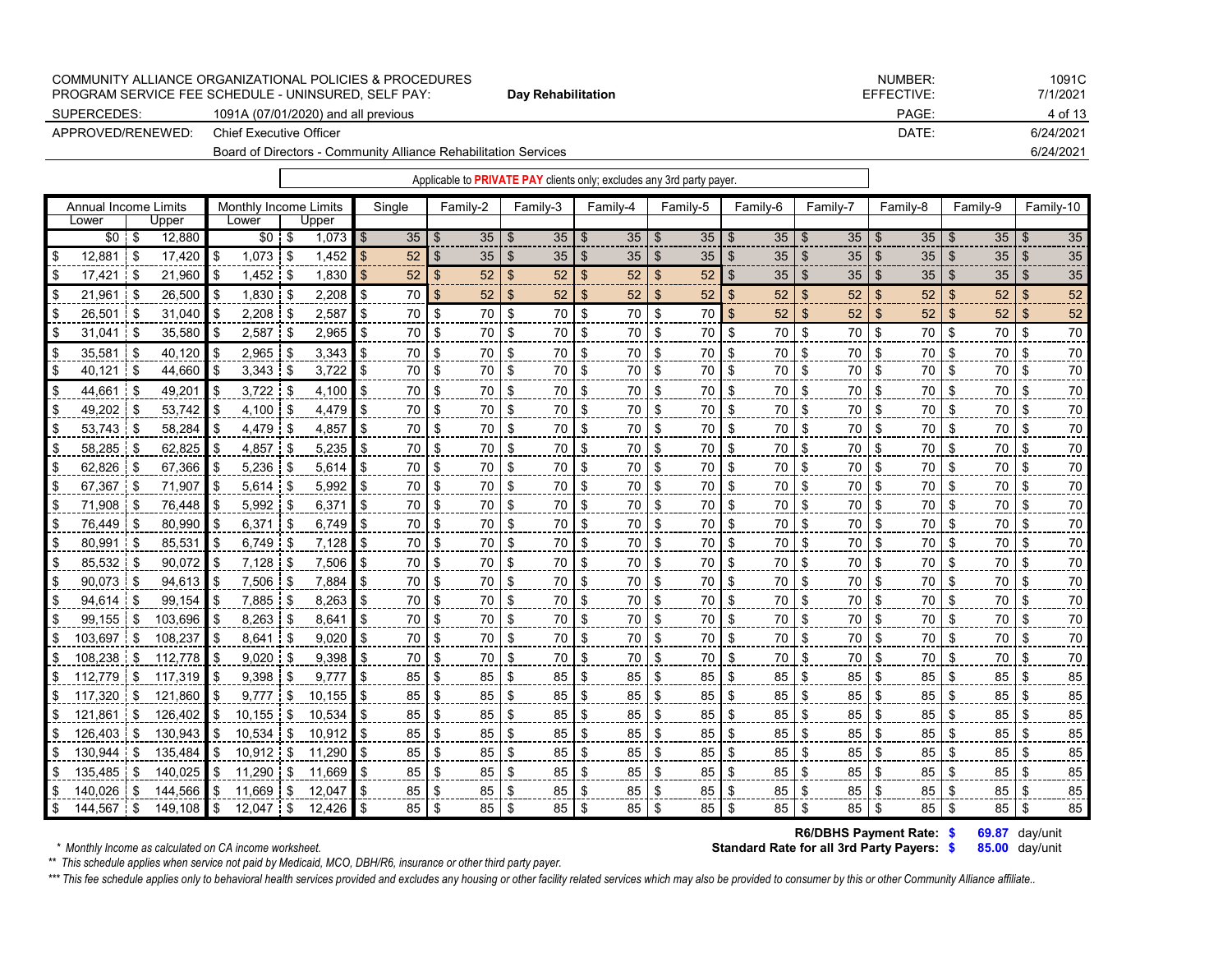COMMUNITY ALLIANCE ORGANIZATIONAL POLICIES & PROCEDURES
PROGRAM SERVICE FEE SCHEDULE - UNINSURED, SELF PAY: **Day Rehabilitation**

NUMBER: 1091C
EFFECTIVE: 7/1/2021

SUPERCEDES: 1091A (07/01/2020) and all previous

APPROVED/RENEWED: Chief Executive Officer — DATE: 6/24/2021
Board of Directors - Community Alliance Rehabilitation Services — 6/24/2021

Applicable to **PRIVATE PAY** clients only; excludes any 3rd party payer.

| Annual Income Limits | | Monthly Income Limits | | Single | Family-2 | Family-3 | Family-4 | Family-5 | Family-6 | Family-7 | Family-8 | Family-9 | Family-10 |
|---|---|---|---|---|---|---|---|---|---|---|---|---|---|
| Lower | Upper | Lower | Upper | | | | | | | | | | |
| $0 | $ 12,880 | $0 | $ 1,073 | $ 35 | $ 35 | $ 35 | $ 35 | $ 35 | $ 35 | $ 35 | $ 35 | $ 35 | $ 35 |
| $ 12,881 | $ 17,420 | $ 1,073 | $ 1,452 | $ 52 | $ 35 | $ 35 | $ 35 | $ 35 | $ 35 | $ 35 | $ 35 | $ 35 | $ 35 |
| $ 17,421 | $ 21,960 | $ 1,452 | $ 1,830 | $ 52 | $ 52 | $ 52 | $ 52 | $ 52 | $ 35 | $ 35 | $ 35 | $ 35 | $ 35 |
| $ 21,961 | $ 26,500 | $ 1,830 | $ 2,208 | $ 70 | $ 52 | $ 52 | $ 52 | $ 52 | $ 52 | $ 52 | $ 52 | $ 52 | $ 52 |
| $ 26,501 | $ 31,040 | $ 2,208 | $ 2,587 | $ 70 | $ 70 | $ 70 | $ 70 | $ 70 | $ 52 | $ 52 | $ 52 | $ 52 | $ 52 |
| $ 31,041 | $ 35,580 | $ 2,587 | $ 2,965 | $ 70 | $ 70 | $ 70 | $ 70 | $ 70 | $ 70 | $ 70 | $ 70 | $ 70 | $ 70 |
| $ 35,581 | $ 40,120 | $ 2,965 | $ 3,343 | $ 70 | $ 70 | $ 70 | $ 70 | $ 70 | $ 70 | $ 70 | $ 70 | $ 70 | $ 70 |
| $ 40,121 | $ 44,660 | $ 3,343 | $ 3,722 | $ 70 | $ 70 | $ 70 | $ 70 | $ 70 | $ 70 | $ 70 | $ 70 | $ 70 | $ 70 |
| $ 44,661 | $ 49,201 | $ 3,722 | $ 4,100 | $ 70 | $ 70 | $ 70 | $ 70 | $ 70 | $ 70 | $ 70 | $ 70 | $ 70 | $ 70 |
| $ 49,202 | $ 53,742 | $ 4,100 | $ 4,479 | $ 70 | $ 70 | $ 70 | $ 70 | $ 70 | $ 70 | $ 70 | $ 70 | $ 70 | $ 70 |
| $ 53,743 | $ 58,284 | $ 4,479 | $ 4,857 | $ 70 | $ 70 | $ 70 | $ 70 | $ 70 | $ 70 | $ 70 | $ 70 | $ 70 | $ 70 |
| $ 58,285 | $ 62,825 | $ 4,857 | $ 5,235 | $ 70 | $ 70 | $ 70 | $ 70 | $ 70 | $ 70 | $ 70 | $ 70 | $ 70 | $ 70 |
| $ 62,826 | $ 67,366 | $ 5,236 | $ 5,614 | $ 70 | $ 70 | $ 70 | $ 70 | $ 70 | $ 70 | $ 70 | $ 70 | $ 70 | $ 70 |
| $ 67,367 | $ 71,907 | $ 5,614 | $ 5,992 | $ 70 | $ 70 | $ 70 | $ 70 | $ 70 | $ 70 | $ 70 | $ 70 | $ 70 | $ 70 |
| $ 71,908 | $ 76,448 | $ 5,992 | $ 6,371 | $ 70 | $ 70 | $ 70 | $ 70 | $ 70 | $ 70 | $ 70 | $ 70 | $ 70 | $ 70 |
| $ 76,449 | $ 80,990 | $ 6,371 | $ 6,749 | $ 70 | $ 70 | $ 70 | $ 70 | $ 70 | $ 70 | $ 70 | $ 70 | $ 70 | $ 70 |
| $ 80,991 | $ 85,531 | $ 6,749 | $ 7,128 | $ 70 | $ 70 | $ 70 | $ 70 | $ 70 | $ 70 | $ 70 | $ 70 | $ 70 | $ 70 |
| $ 85,532 | $ 90,072 | $ 7,128 | $ 7,506 | $ 70 | $ 70 | $ 70 | $ 70 | $ 70 | $ 70 | $ 70 | $ 70 | $ 70 | $ 70 |
| $ 90,073 | $ 94,613 | $ 7,506 | $ 7,884 | $ 70 | $ 70 | $ 70 | $ 70 | $ 70 | $ 70 | $ 70 | $ 70 | $ 70 | $ 70 |
| $ 94,614 | $ 99,154 | $ 7,885 | $ 8,263 | $ 70 | $ 70 | $ 70 | $ 70 | $ 70 | $ 70 | $ 70 | $ 70 | $ 70 | $ 70 |
| $ 99,155 | $ 103,696 | $ 8,263 | $ 8,641 | $ 70 | $ 70 | $ 70 | $ 70 | $ 70 | $ 70 | $ 70 | $ 70 | $ 70 | $ 70 |
| $ 103,697 | $ 108,237 | $ 8,641 | $ 9,020 | $ 70 | $ 70 | $ 70 | $ 70 | $ 70 | $ 70 | $ 70 | $ 70 | $ 70 | $ 70 |
| $ 108,238 | $ 112,778 | $ 9,020 | $ 9,398 | $ 70 | $ 70 | $ 70 | $ 70 | $ 70 | $ 70 | $ 70 | $ 70 | $ 70 | $ 70 |
| $ 112,779 | $ 117,319 | $ 9,398 | $ 9,777 | $ 85 | $ 85 | $ 85 | $ 85 | $ 85 | $ 85 | $ 85 | $ 85 | $ 85 | $ 85 |
| $ 117,320 | $ 121,860 | $ 9,777 | $ 10,155 | $ 85 | $ 85 | $ 85 | $ 85 | $ 85 | $ 85 | $ 85 | $ 85 | $ 85 | $ 85 |
| $ 121,861 | $ 126,402 | $ 10,155 | $ 10,534 | $ 85 | $ 85 | $ 85 | $ 85 | $ 85 | $ 85 | $ 85 | $ 85 | $ 85 | $ 85 |
| $ 126,403 | $ 130,943 | $ 10,534 | $ 10,912 | $ 85 | $ 85 | $ 85 | $ 85 | $ 85 | $ 85 | $ 85 | $ 85 | $ 85 | $ 85 |
| $ 130,944 | $ 135,484 | $ 10,912 | $ 11,290 | $ 85 | $ 85 | $ 85 | $ 85 | $ 85 | $ 85 | $ 85 | $ 85 | $ 85 | $ 85 |
| $ 135,485 | $ 140,025 | $ 11,290 | $ 11,669 | $ 85 | $ 85 | $ 85 | $ 85 | $ 85 | $ 85 | $ 85 | $ 85 | $ 85 | $ 85 |
| $ 140,026 | $ 144,566 | $ 11,669 | $ 12,047 | $ 85 | $ 85 | $ 85 | $ 85 | $ 85 | $ 85 | $ 85 | $ 85 | $ 85 | $ 85 |
| $ 144,567 | $ 149,108 | $ 12,047 | $ 12,426 | $ 85 | $ 85 | $ 85 | $ 85 | $ 85 | $ 85 | $ 85 | $ 85 | $ 85 | $ 85 |

**R6/DBHS Payment Rate: $ 69.87** day/unit
**Standard Rate for all 3rd Party Payers: $ 85.00** day/unit

*\* Monthly Income as calculated on CA income worksheet.*

*\*\* This schedule applies when service not paid by Medicaid, MCO, DBH/R6, insurance or other third party payer.*

*\*\*\* This fee schedule applies only to behavioral health services provided and excludes any housing or other facility related services which may also be provided to consumer by this or other Community Alliance affiliate..*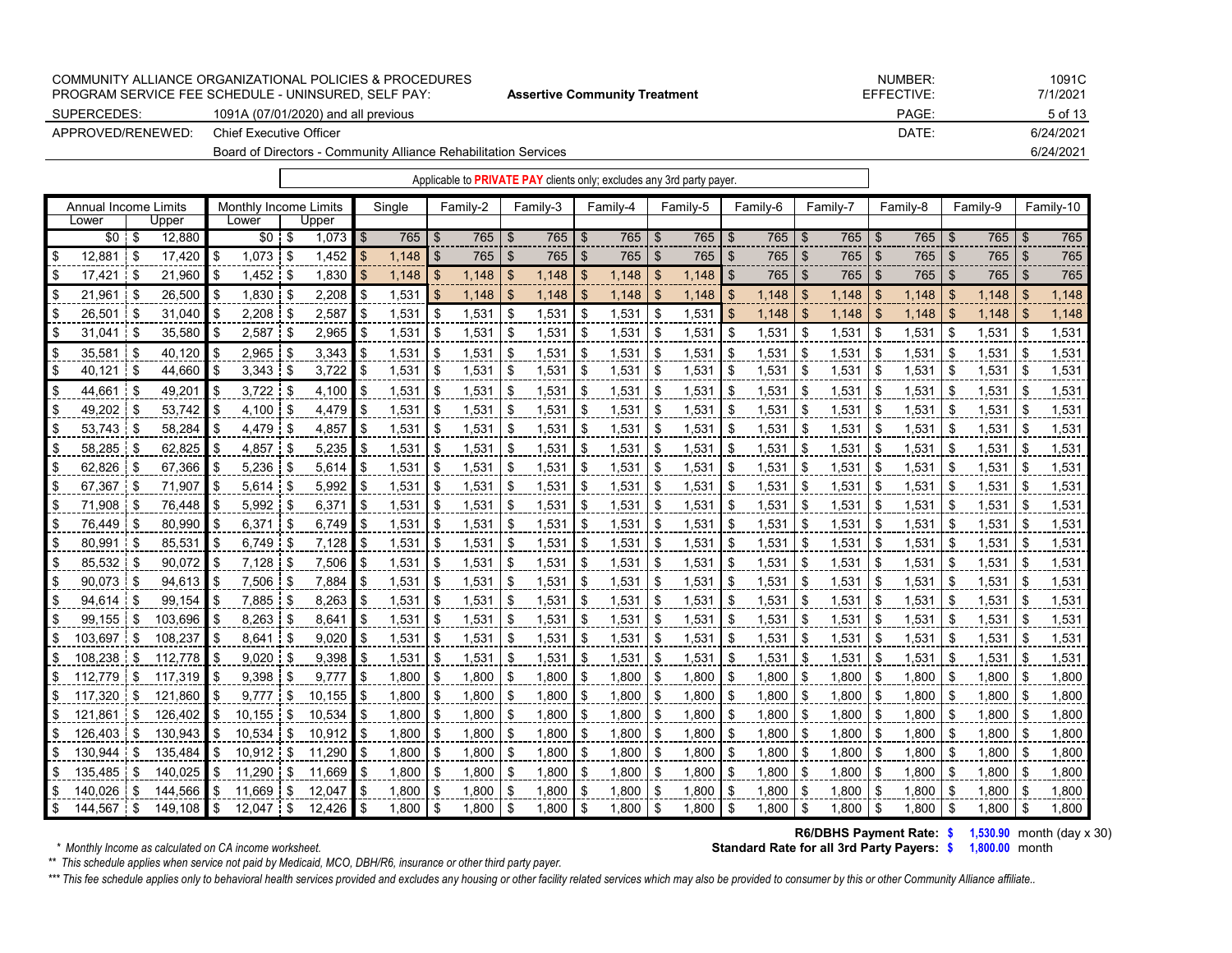COMMUNITY ALLIANCE ORGANIZATIONAL POLICIES & PROCEDURES
PROGRAM SERVICE FEE SCHEDULE - UNINSURED, SELF PAY: **Assertive Community Treatment**

NUMBER: 1091C
EFFECTIVE: 7/1/2021

SUPERCEDES: 1091A (07/01/2020) and all previous

APPROVED/RENEWED: Chief Executive Officer — DATE: 6/24/2021
Board of Directors - Community Alliance Rehabilitation Services — 6/24/2021

Applicable to **PRIVATE PAY** clients only; excludes any 3rd party payer.

| Annual Income Limits | | Monthly Income Limits | | Single | Family-2 | Family-3 | Family-4 | Family-5 | Family-6 | Family-7 | Family-8 | Family-9 | Family-10 |
|---|---|---|---|---|---|---|---|---|---|---|---|---|---|
| Lower | Upper | Lower | Upper | | | | | | | | | | |
| $0 | $ 12,880 | $0 | $ 1,073 | $ 765 | $ 765 | $ 765 | $ 765 | $ 765 | $ 765 | $ 765 | $ 765 | $ 765 | $ 765 |
| $ 12,881 | $ 17,420 | $ 1,073 | $ 1,452 | $ 1,148 | $ 765 | $ 765 | $ 765 | $ 765 | $ 765 | $ 765 | $ 765 | $ 765 | $ 765 |
| $ 17,421 | $ 21,960 | $ 1,452 | $ 1,830 | $ 1,148 | $ 1,148 | $ 1,148 | $ 1,148 | $ 1,148 | $ 765 | $ 765 | $ 765 | $ 765 | $ 765 |
| $ 21,961 | $ 26,500 | $ 1,830 | $ 2,208 | $ 1,531 | $ 1,148 | $ 1,148 | $ 1,148 | $ 1,148 | $ 1,148 | $ 1,148 | $ 1,148 | $ 1,148 | $ 1,148 |
| $ 26,501 | $ 31,040 | $ 2,208 | $ 2,587 | $ 1,531 | $ 1,531 | $ 1,531 | $ 1,531 | $ 1,531 | $ 1,148 | $ 1,148 | $ 1,148 | $ 1,148 | $ 1,148 |
| $ 31,041 | $ 35,580 | $ 2,587 | $ 2,965 | $ 1,531 | $ 1,531 | $ 1,531 | $ 1,531 | $ 1,531 | $ 1,531 | $ 1,531 | $ 1,531 | $ 1,531 | $ 1,531 |
| $ 35,581 | $ 40,120 | $ 2,965 | $ 3,343 | $ 1,531 | $ 1,531 | $ 1,531 | $ 1,531 | $ 1,531 | $ 1,531 | $ 1,531 | $ 1,531 | $ 1,531 | $ 1,531 |
| $ 40,121 | $ 44,660 | $ 3,343 | $ 3,722 | $ 1,531 | $ 1,531 | $ 1,531 | $ 1,531 | $ 1,531 | $ 1,531 | $ 1,531 | $ 1,531 | $ 1,531 | $ 1,531 |
| $ 44,661 | $ 49,201 | $ 3,722 | $ 4,100 | $ 1,531 | $ 1,531 | $ 1,531 | $ 1,531 | $ 1,531 | $ 1,531 | $ 1,531 | $ 1,531 | $ 1,531 | $ 1,531 |
| $ 49,202 | $ 53,742 | $ 4,100 | $ 4,479 | $ 1,531 | $ 1,531 | $ 1,531 | $ 1,531 | $ 1,531 | $ 1,531 | $ 1,531 | $ 1,531 | $ 1,531 | $ 1,531 |
| $ 53,743 | $ 58,284 | $ 4,479 | $ 4,857 | $ 1,531 | $ 1,531 | $ 1,531 | $ 1,531 | $ 1,531 | $ 1,531 | $ 1,531 | $ 1,531 | $ 1,531 | $ 1,531 |
| $ 58,285 | $ 62,825 | $ 4,857 | $ 5,235 | $ 1,531 | $ 1,531 | $ 1,531 | $ 1,531 | $ 1,531 | $ 1,531 | $ 1,531 | $ 1,531 | $ 1,531 | $ 1,531 |
| $ 62,826 | $ 67,366 | $ 5,236 | $ 5,614 | $ 1,531 | $ 1,531 | $ 1,531 | $ 1,531 | $ 1,531 | $ 1,531 | $ 1,531 | $ 1,531 | $ 1,531 | $ 1,531 |
| $ 67,367 | $ 71,907 | $ 5,614 | $ 5,992 | $ 1,531 | $ 1,531 | $ 1,531 | $ 1,531 | $ 1,531 | $ 1,531 | $ 1,531 | $ 1,531 | $ 1,531 | $ 1,531 |
| $ 71,908 | $ 76,448 | $ 5,992 | $ 6,371 | $ 1,531 | $ 1,531 | $ 1,531 | $ 1,531 | $ 1,531 | $ 1,531 | $ 1,531 | $ 1,531 | $ 1,531 | $ 1,531 |
| $ 76,449 | $ 80,990 | $ 6,371 | $ 6,749 | $ 1,531 | $ 1,531 | $ 1,531 | $ 1,531 | $ 1,531 | $ 1,531 | $ 1,531 | $ 1,531 | $ 1,531 | $ 1,531 |
| $ 80,991 | $ 85,531 | $ 6,749 | $ 7,128 | $ 1,531 | $ 1,531 | $ 1,531 | $ 1,531 | $ 1,531 | $ 1,531 | $ 1,531 | $ 1,531 | $ 1,531 | $ 1,531 |
| $ 85,532 | $ 90,072 | $ 7,128 | $ 7,506 | $ 1,531 | $ 1,531 | $ 1,531 | $ 1,531 | $ 1,531 | $ 1,531 | $ 1,531 | $ 1,531 | $ 1,531 | $ 1,531 |
| $ 90,073 | $ 94,613 | $ 7,506 | $ 7,884 | $ 1,531 | $ 1,531 | $ 1,531 | $ 1,531 | $ 1,531 | $ 1,531 | $ 1,531 | $ 1,531 | $ 1,531 | $ 1,531 |
| $ 94,614 | $ 99,154 | $ 7,885 | $ 8,263 | $ 1,531 | $ 1,531 | $ 1,531 | $ 1,531 | $ 1,531 | $ 1,531 | $ 1,531 | $ 1,531 | $ 1,531 | $ 1,531 |
| $ 99,155 | $ 103,696 | $ 8,263 | $ 8,641 | $ 1,531 | $ 1,531 | $ 1,531 | $ 1,531 | $ 1,531 | $ 1,531 | $ 1,531 | $ 1,531 | $ 1,531 | $ 1,531 |
| $ 103,697 | $ 108,237 | $ 8,641 | $ 9,020 | $ 1,531 | $ 1,531 | $ 1,531 | $ 1,531 | $ 1,531 | $ 1,531 | $ 1,531 | $ 1,531 | $ 1,531 | $ 1,531 |
| $ 108,238 | $ 112,778 | $ 9,020 | $ 9,398 | $ 1,531 | $ 1,531 | $ 1,531 | $ 1,531 | $ 1,531 | $ 1,531 | $ 1,531 | $ 1,531 | $ 1,531 | $ 1,531 |
| $ 112,779 | $ 117,319 | $ 9,398 | $ 9,777 | $ 1,800 | $ 1,800 | $ 1,800 | $ 1,800 | $ 1,800 | $ 1,800 | $ 1,800 | $ 1,800 | $ 1,800 | $ 1,800 |
| $ 117,320 | $ 121,860 | $ 9,777 | $ 10,155 | $ 1,800 | $ 1,800 | $ 1,800 | $ 1,800 | $ 1,800 | $ 1,800 | $ 1,800 | $ 1,800 | $ 1,800 | $ 1,800 |
| $ 121,861 | $ 126,402 | $ 10,155 | $ 10,534 | $ 1,800 | $ 1,800 | $ 1,800 | $ 1,800 | $ 1,800 | $ 1,800 | $ 1,800 | $ 1,800 | $ 1,800 | $ 1,800 |
| $ 126,403 | $ 130,943 | $ 10,534 | $ 10,912 | $ 1,800 | $ 1,800 | $ 1,800 | $ 1,800 | $ 1,800 | $ 1,800 | $ 1,800 | $ 1,800 | $ 1,800 | $ 1,800 |
| $ 130,944 | $ 135,484 | $ 10,912 | $ 11,290 | $ 1,800 | $ 1,800 | $ 1,800 | $ 1,800 | $ 1,800 | $ 1,800 | $ 1,800 | $ 1,800 | $ 1,800 | $ 1,800 |
| $ 135,485 | $ 140,025 | $ 11,290 | $ 11,669 | $ 1,800 | $ 1,800 | $ 1,800 | $ 1,800 | $ 1,800 | $ 1,800 | $ 1,800 | $ 1,800 | $ 1,800 | $ 1,800 |
| $ 140,026 | $ 144,566 | $ 11,669 | $ 12,047 | $ 1,800 | $ 1,800 | $ 1,800 | $ 1,800 | $ 1,800 | $ 1,800 | $ 1,800 | $ 1,800 | $ 1,800 | $ 1,800 |
| $ 144,567 | $ 149,108 | $ 12,047 | $ 12,426 | $ 1,800 | $ 1,800 | $ 1,800 | $ 1,800 | $ 1,800 | $ 1,800 | $ 1,800 | $ 1,800 | $ 1,800 | $ 1,800 |

**R6/DBHS Payment Rate: $ 1,530.90** month (day x 30)

**Standard Rate for all 3rd Party Payers: $ 1,800.00** month

*\* Monthly Income as calculated on CA income worksheet.*

*\*\* This schedule applies when service not paid by Medicaid, MCO, DBH/R6, insurance or other third party payer.*

*\*\*\* This fee schedule applies only to behavioral health services provided and excludes any housing or other facility related services which may also be provided to consumer by this or other Community Alliance affiliate..*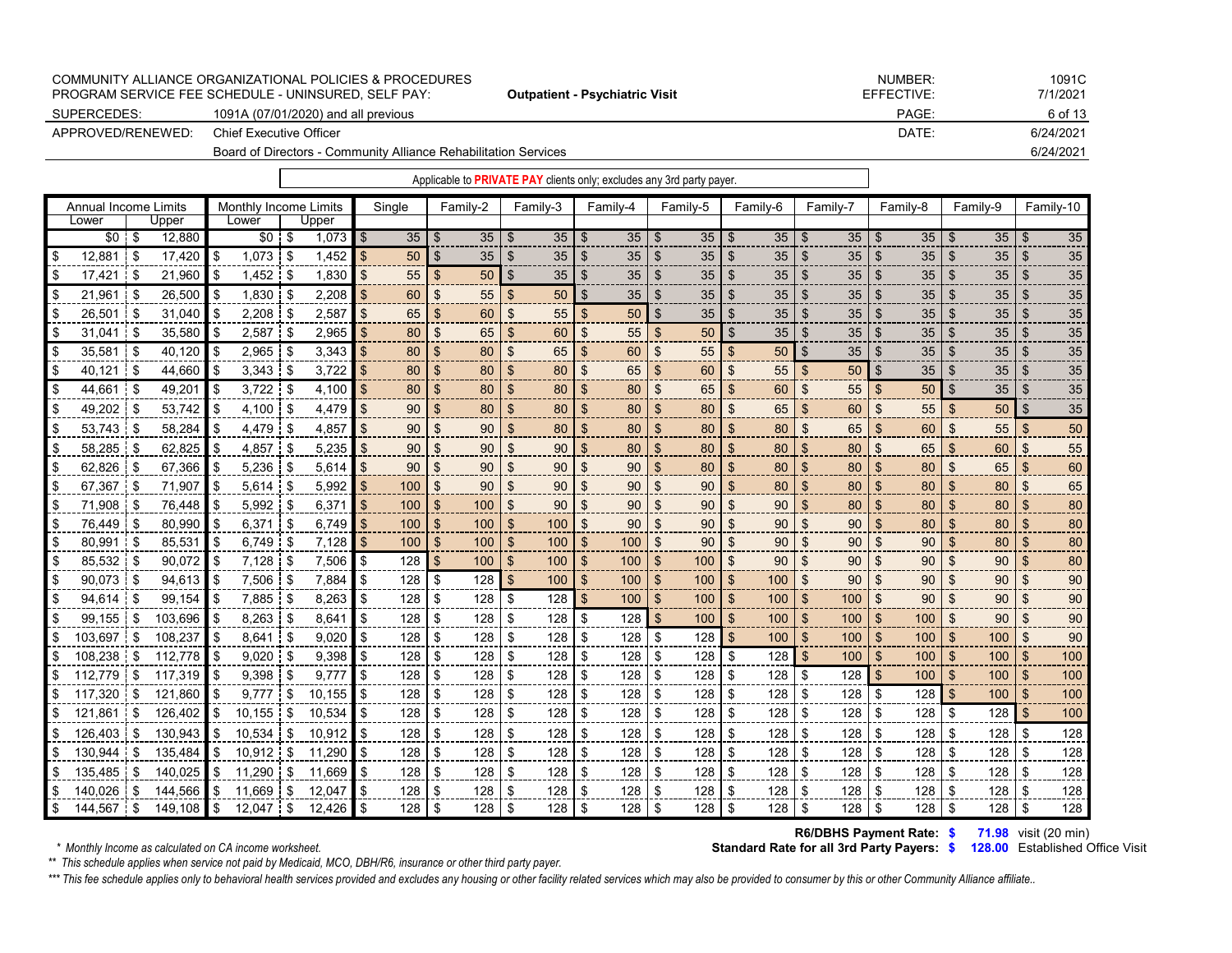| COMMUNITY ALLIANCE ORGANIZATIONAL POLICIES & PROCEDURES | | NUMBER: | 1091C |
|---|---|---|---|
| PROGRAM SERVICE FEE SCHEDULE - UNINSURED, SELF PAY: | **Outpatient - Psychiatric Visit** | EFFECTIVE: | 7/1/2021 |
| SUPERCEDES: | 1091A (07/01/2020) and all previous | | |
| APPROVED/RENEWED: | Chief Executive Officer | DATE: | 6/24/2021 |
| | Board of Directors - Community Alliance Rehabilitation Services | | 6/24/2021 |

Applicable to **PRIVATE PAY** clients only; excludes any 3rd party payer.

| Annual Income Limits | | Monthly Income Limits | | Single | Family-2 | Family-3 | Family-4 | Family-5 | Family-6 | Family-7 | Family-8 | Family-9 | Family-10 |
|---|---|---|---|---|---|---|---|---|---|---|---|---|---|
| Lower | Upper | Lower | Upper | | | | | | | | | | |
| $0 | $ 12,880 | $0 | $ 1,073 | $ 35 | $ 35 | $ 35 | $ 35 | $ 35 | $ 35 | $ 35 | $ 35 | $ 35 | $ 35 |
| $ 12,881 | $ 17,420 | $ 1,073 | $ 1,452 | $ 50 | $ 35 | $ 35 | $ 35 | $ 35 | $ 35 | $ 35 | $ 35 | $ 35 | $ 35 |
| $ 17,421 | $ 21,960 | $ 1,452 | $ 1,830 | $ 55 | $ 50 | $ 35 | $ 35 | $ 35 | $ 35 | $ 35 | $ 35 | $ 35 | $ 35 |
| $ 21,961 | $ 26,500 | $ 1,830 | $ 2,208 | $ 60 | $ 55 | $ 50 | $ 35 | $ 35 | $ 35 | $ 35 | $ 35 | $ 35 | $ 35 |
| $ 26,501 | $ 31,040 | $ 2,208 | $ 2,587 | $ 65 | $ 60 | $ 55 | $ 50 | $ 35 | $ 35 | $ 35 | $ 35 | $ 35 | $ 35 |
| $ 31,041 | $ 35,580 | $ 2,587 | $ 2,965 | $ 80 | $ 65 | $ 60 | $ 55 | $ 50 | $ 35 | $ 35 | $ 35 | $ 35 | $ 35 |
| $ 35,581 | $ 40,120 | $ 2,965 | $ 3,343 | $ 80 | $ 80 | $ 65 | $ 60 | $ 55 | $ 50 | $ 35 | $ 35 | $ 35 | $ 35 |
| $ 40,121 | $ 44,660 | $ 3,343 | $ 3,722 | $ 80 | $ 80 | $ 80 | $ 65 | $ 60 | $ 55 | $ 50 | $ 35 | $ 35 | $ 35 |
| $ 44,661 | $ 49,201 | $ 3,722 | $ 4,100 | $ 80 | $ 80 | $ 80 | $ 80 | $ 65 | $ 60 | $ 55 | $ 50 | $ 35 | $ 35 |
| $ 49,202 | $ 53,742 | $ 4,100 | $ 4,479 | $ 90 | $ 80 | $ 80 | $ 80 | $ 80 | $ 65 | $ 60 | $ 55 | $ 50 | $ 35 |
| $ 53,743 | $ 58,284 | $ 4,479 | $ 4,857 | $ 90 | $ 90 | $ 80 | $ 80 | $ 80 | $ 80 | $ 65 | $ 60 | $ 55 | $ 50 |
| $ 58,285 | $ 62,825 | $ 4,857 | $ 5,235 | $ 90 | $ 90 | $ 90 | $ 80 | $ 80 | $ 80 | $ 80 | $ 65 | $ 60 | $ 55 |
| $ 62,826 | $ 67,366 | $ 5,236 | $ 5,614 | $ 90 | $ 90 | $ 90 | $ 90 | $ 80 | $ 80 | $ 80 | $ 80 | $ 65 | $ 60 |
| $ 67,367 | $ 71,907 | $ 5,614 | $ 5,992 | $ 100 | $ 90 | $ 90 | $ 90 | $ 90 | $ 80 | $ 80 | $ 80 | $ 80 | $ 65 |
| $ 71,908 | $ 76,448 | $ 5,992 | $ 6,371 | $ 100 | $ 100 | $ 90 | $ 90 | $ 90 | $ 90 | $ 80 | $ 80 | $ 80 | $ 80 |
| $ 76,449 | $ 80,990 | $ 6,371 | $ 6,749 | $ 100 | $ 100 | $ 100 | $ 90 | $ 90 | $ 90 | $ 90 | $ 80 | $ 80 | $ 80 |
| $ 80,991 | $ 85,531 | $ 6,749 | $ 7,128 | $ 100 | $ 100 | $ 100 | $ 100 | $ 90 | $ 90 | $ 90 | $ 90 | $ 80 | $ 80 |
| $ 85,532 | $ 90,072 | $ 7,128 | $ 7,506 | $ 128 | $ 100 | $ 100 | $ 100 | $ 100 | $ 90 | $ 90 | $ 90 | $ 90 | $ 80 |
| $ 90,073 | $ 94,613 | $ 7,506 | $ 7,884 | $ 128 | $ 128 | $ 100 | $ 100 | $ 100 | $ 100 | $ 90 | $ 90 | $ 90 | $ 90 |
| $ 94,614 | $ 99,154 | $ 7,885 | $ 8,263 | $ 128 | $ 128 | $ 128 | $ 100 | $ 100 | $ 100 | $ 100 | $ 90 | $ 90 | $ 90 |
| $ 99,155 | $ 103,696 | $ 8,263 | $ 8,641 | $ 128 | $ 128 | $ 128 | $ 128 | $ 100 | $ 100 | $ 100 | $ 100 | $ 90 | $ 90 |
| $ 103,697 | $ 108,237 | $ 8,641 | $ 9,020 | $ 128 | $ 128 | $ 128 | $ 128 | $ 128 | $ 100 | $ 100 | $ 100 | $ 100 | $ 90 |
| $ 108,238 | $ 112,778 | $ 9,020 | $ 9,398 | $ 128 | $ 128 | $ 128 | $ 128 | $ 128 | $ 128 | $ 100 | $ 100 | $ 100 | $ 100 |
| $ 112,779 | $ 117,319 | $ 9,398 | $ 9,777 | $ 128 | $ 128 | $ 128 | $ 128 | $ 128 | $ 128 | $ 128 | $ 100 | $ 100 | $ 100 |
| $ 117,320 | $ 121,860 | $ 9,777 | $ 10,155 | $ 128 | $ 128 | $ 128 | $ 128 | $ 128 | $ 128 | $ 128 | $ 128 | $ 100 | $ 100 |
| $ 121,861 | $ 126,402 | $ 10,155 | $ 10,534 | $ 128 | $ 128 | $ 128 | $ 128 | $ 128 | $ 128 | $ 128 | $ 128 | $ 128 | $ 100 |
| $ 126,403 | $ 130,943 | $ 10,534 | $ 10,912 | $ 128 | $ 128 | $ 128 | $ 128 | $ 128 | $ 128 | $ 128 | $ 128 | $ 128 | $ 128 |
| $ 130,944 | $ 135,484 | $ 10,912 | $ 11,290 | $ 128 | $ 128 | $ 128 | $ 128 | $ 128 | $ 128 | $ 128 | $ 128 | $ 128 | $ 128 |
| $ 135,485 | $ 140,025 | $ 11,290 | $ 11,669 | $ 128 | $ 128 | $ 128 | $ 128 | $ 128 | $ 128 | $ 128 | $ 128 | $ 128 | $ 128 |
| $ 140,026 | $ 144,566 | $ 11,669 | $ 12,047 | $ 128 | $ 128 | $ 128 | $ 128 | $ 128 | $ 128 | $ 128 | $ 128 | $ 128 | $ 128 |
| $ 144,567 | $ 149,108 | $ 12,047 | $ 12,426 | $ 128 | $ 128 | $ 128 | $ 128 | $ 128 | $ 128 | $ 128 | $ 128 | $ 128 | $ 128 |

**R6/DBHS Payment Rate: $ 71.98** visit (20 min)

**Standard Rate for all 3rd Party Payers: $ 128.00** Established Office Visit

*\* Monthly Income as calculated on CA income worksheet.*

*\*\* This schedule applies when service not paid by Medicaid, MCO, DBH/R6, insurance or other third party payer.*

*\*\*\* This fee schedule applies only to behavioral health services provided and excludes any housing or other facility related services which may also be provided to consumer by this or other Community Alliance affiliate..*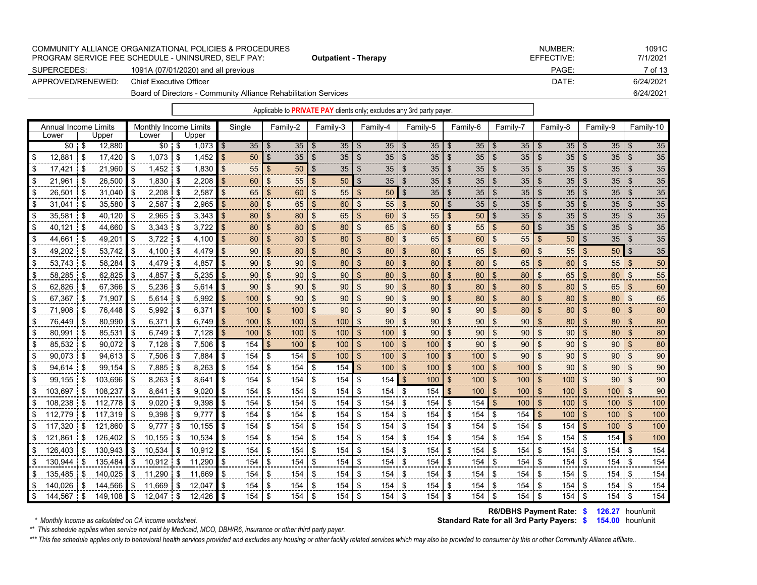COMMUNITY ALLIANCE ORGANIZATIONAL POLICIES & PROCEDURES
PROGRAM SERVICE FEE SCHEDULE - UNINSURED, SELF PAY: **Outpatient - Therapy**

NUMBER: 1091C
EFFECTIVE: 7/1/2021

SUPERCEDES: 1091A (07/01/2020) and all previous

APPROVED/RENEWED: Chief Executive Officer — DATE: 6/24/2021
Board of Directors - Community Alliance Rehabilitation Services — 6/24/2021

Applicable to **PRIVATE PAY** clients only; excludes any 3rd party payer.

| Annual Income Limits | | Monthly Income Limits | | Single | Family-2 | Family-3 | Family-4 | Family-5 | Family-6 | Family-7 | Family-8 | Family-9 | Family-10 |
|---|---|---|---|---|---|---|---|---|---|---|---|---|---|
| Lower | Upper | Lower | Upper | | | | | | | | | | |
| $0 | $ 12,880 | $0 | $ 1,073 | $ 35 | $ 35 | $ 35 | $ 35 | $ 35 | $ 35 | $ 35 | $ 35 | $ 35 | $ 35 |
| $ 12,881 | $ 17,420 | $ 1,073 | $ 1,452 | $ 50 | $ 35 | $ 35 | $ 35 | $ 35 | $ 35 | $ 35 | $ 35 | $ 35 | $ 35 |
| $ 17,421 | $ 21,960 | $ 1,452 | $ 1,830 | $ 55 | $ 50 | $ 35 | $ 35 | $ 35 | $ 35 | $ 35 | $ 35 | $ 35 | $ 35 |
| $ 21,961 | $ 26,500 | $ 1,830 | $ 2,208 | $ 60 | $ 55 | $ 50 | $ 35 | $ 35 | $ 35 | $ 35 | $ 35 | $ 35 | $ 35 |
| $ 26,501 | $ 31,040 | $ 2,208 | $ 2,587 | $ 65 | $ 60 | $ 55 | $ 50 | $ 35 | $ 35 | $ 35 | $ 35 | $ 35 | $ 35 |
| $ 31,041 | $ 35,580 | $ 2,587 | $ 2,965 | $ 80 | $ 65 | $ 60 | $ 55 | $ 50 | $ 35 | $ 35 | $ 35 | $ 35 | $ 35 |
| $ 35,581 | $ 40,120 | $ 2,965 | $ 3,343 | $ 80 | $ 80 | $ 65 | $ 60 | $ 55 | $ 50 | $ 35 | $ 35 | $ 35 | $ 35 |
| $ 40,121 | $ 44,660 | $ 3,343 | $ 3,722 | $ 80 | $ 80 | $ 80 | $ 65 | $ 60 | $ 55 | $ 50 | $ 35 | $ 35 | $ 35 |
| $ 44,661 | $ 49,201 | $ 3,722 | $ 4,100 | $ 80 | $ 80 | $ 80 | $ 80 | $ 65 | $ 60 | $ 55 | $ 50 | $ 35 | $ 35 |
| $ 49,202 | $ 53,742 | $ 4,100 | $ 4,479 | $ 90 | $ 80 | $ 80 | $ 80 | $ 80 | $ 65 | $ 60 | $ 55 | $ 50 | $ 35 |
| $ 53,743 | $ 58,284 | $ 4,479 | $ 4,857 | $ 90 | $ 90 | $ 80 | $ 80 | $ 80 | $ 80 | $ 65 | $ 60 | $ 55 | $ 50 |
| $ 58,285 | $ 62,825 | $ 4,857 | $ 5,235 | $ 90 | $ 90 | $ 90 | $ 80 | $ 80 | $ 80 | $ 80 | $ 65 | $ 60 | $ 55 |
| $ 62,826 | $ 67,366 | $ 5,236 | $ 5,614 | $ 90 | $ 90 | $ 90 | $ 90 | $ 80 | $ 80 | $ 80 | $ 80 | $ 65 | $ 60 |
| $ 67,367 | $ 71,907 | $ 5,614 | $ 5,992 | $ 100 | $ 90 | $ 90 | $ 90 | $ 90 | $ 80 | $ 80 | $ 80 | $ 80 | $ 65 |
| $ 71,908 | $ 76,448 | $ 5,992 | $ 6,371 | $ 100 | $ 100 | $ 90 | $ 90 | $ 90 | $ 90 | $ 80 | $ 80 | $ 80 | $ 80 |
| $ 76,449 | $ 80,990 | $ 6,371 | $ 6,749 | $ 100 | $ 100 | $ 100 | $ 90 | $ 90 | $ 90 | $ 90 | $ 80 | $ 80 | $ 80 |
| $ 80,991 | $ 85,531 | $ 6,749 | $ 7,128 | $ 100 | $ 100 | $ 100 | $ 100 | $ 90 | $ 90 | $ 90 | $ 90 | $ 80 | $ 80 |
| $ 85,532 | $ 90,072 | $ 7,128 | $ 7,506 | $ 154 | $ 100 | $ 100 | $ 100 | $ 100 | $ 90 | $ 90 | $ 90 | $ 90 | $ 80 |
| $ 90,073 | $ 94,613 | $ 7,506 | $ 7,884 | $ 154 | $ 154 | $ 100 | $ 100 | $ 100 | $ 100 | $ 90 | $ 90 | $ 90 | $ 90 |
| $ 94,614 | $ 99,154 | $ 7,885 | $ 8,263 | $ 154 | $ 154 | $ 154 | $ 100 | $ 100 | $ 100 | $ 100 | $ 90 | $ 90 | $ 90 |
| $ 99,155 | $ 103,696 | $ 8,263 | $ 8,641 | $ 154 | $ 154 | $ 154 | $ 154 | $ 100 | $ 100 | $ 100 | $ 100 | $ 90 | $ 90 |
| $ 103,697 | $ 108,237 | $ 8,641 | $ 9,020 | $ 154 | $ 154 | $ 154 | $ 154 | $ 154 | $ 100 | $ 100 | $ 100 | $ 100 | $ 90 |
| $ 108,238 | $ 112,778 | $ 9,020 | $ 9,398 | $ 154 | $ 154 | $ 154 | $ 154 | $ 154 | $ 154 | $ 100 | $ 100 | $ 100 | $ 100 |
| $ 112,779 | $ 117,319 | $ 9,398 | $ 9,777 | $ 154 | $ 154 | $ 154 | $ 154 | $ 154 | $ 154 | $ 154 | $ 100 | $ 100 | $ 100 |
| $ 117,320 | $ 121,860 | $ 9,777 | $ 10,155 | $ 154 | $ 154 | $ 154 | $ 154 | $ 154 | $ 154 | $ 154 | $ 154 | $ 100 | $ 100 |
| $ 121,861 | $ 126,402 | $ 10,155 | $ 10,534 | $ 154 | $ 154 | $ 154 | $ 154 | $ 154 | $ 154 | $ 154 | $ 154 | $ 154 | $ 100 |
| $ 126,403 | $ 130,943 | $ 10,534 | $ 10,912 | $ 154 | $ 154 | $ 154 | $ 154 | $ 154 | $ 154 | $ 154 | $ 154 | $ 154 | $ 154 |
| $ 130,944 | $ 135,484 | $ 10,912 | $ 11,290 | $ 154 | $ 154 | $ 154 | $ 154 | $ 154 | $ 154 | $ 154 | $ 154 | $ 154 | $ 154 |
| $ 135,485 | $ 140,025 | $ 11,290 | $ 11,669 | $ 154 | $ 154 | $ 154 | $ 154 | $ 154 | $ 154 | $ 154 | $ 154 | $ 154 | $ 154 |
| $ 140,026 | $ 144,566 | $ 11,669 | $ 12,047 | $ 154 | $ 154 | $ 154 | $ 154 | $ 154 | $ 154 | $ 154 | $ 154 | $ 154 | $ 154 |
| $ 144,567 | $ 149,108 | $ 12,047 | $ 12,426 | $ 154 | $ 154 | $ 154 | $ 154 | $ 154 | $ 154 | $ 154 | $ 154 | $ 154 | $ 154 |

**R6/DBHS Payment Rate: $ 126.27** hour/unit
**Standard Rate for all 3rd Party Payers: $ 154.00** hour/unit

*\* Monthly Income as calculated on CA income worksheet.*

*\*\* This schedule applies when service not paid by Medicaid, MCO, DBH/R6, insurance or other third party payer.*

*\*\*\* This fee schedule applies only to behavioral health services provided and excludes any housing or other facility related services which may also be provided to consumer by this or other Community Alliance affiliate..*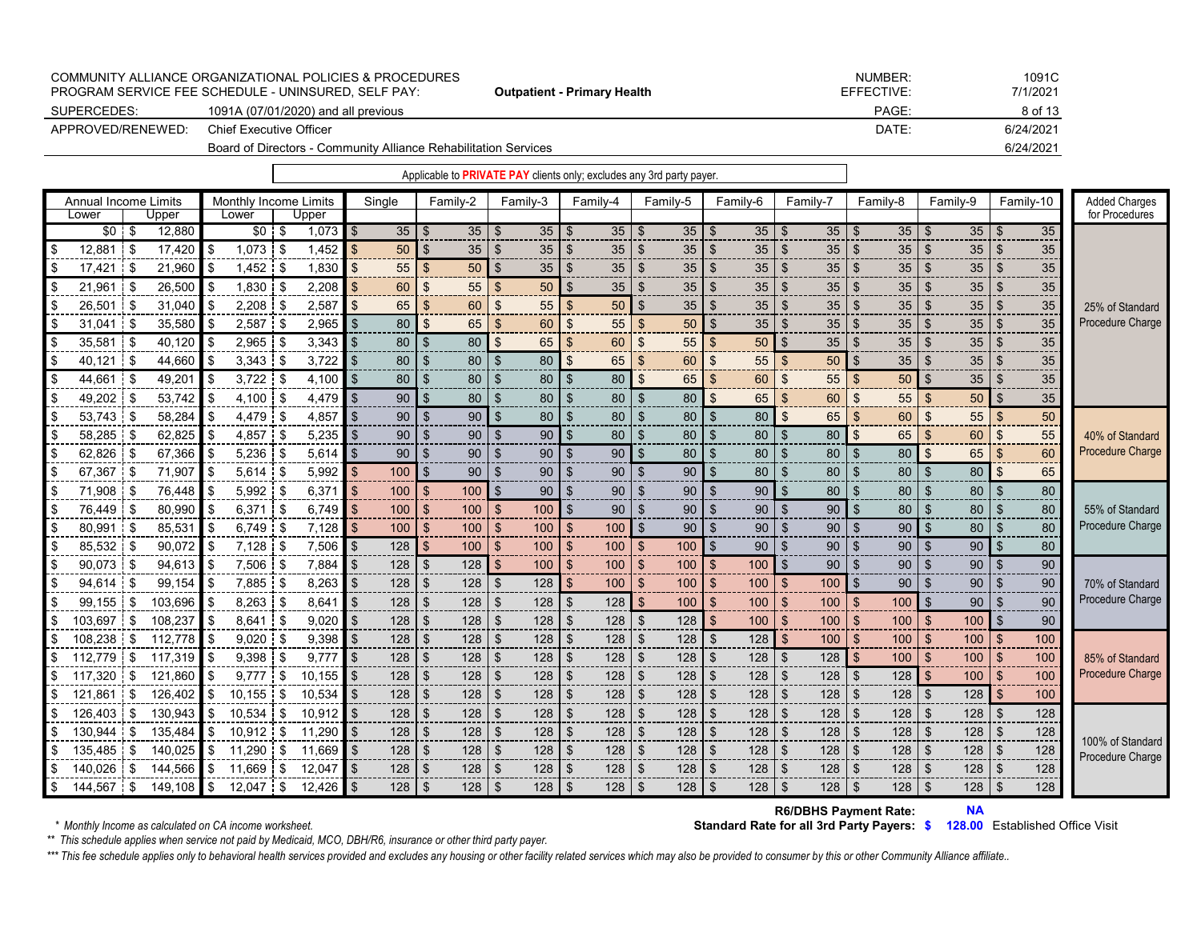COMMUNITY ALLIANCE ORGANIZATIONAL POLICIES & PROCEDURES
PROGRAM SERVICE FEE SCHEDULE - UNINSURED, SELF PAY: **Outpatient - Primary Health**

NUMBER: 1091C
EFFECTIVE: 7/1/2021

SUPERCEDES: 1091A (07/01/2020) and all previous

APPROVED/RENEWED: Chief Executive Officer — DATE: 6/24/2021
Board of Directors - Community Alliance Rehabilitation Services — 6/24/2021

Applicable to **PRIVATE PAY** clients only; excludes any 3rd party payer.

| Annual Income Limits Lower | Annual Income Limits Upper | Monthly Income Limits Lower | Monthly Income Limits Upper | Single | Family-2 | Family-3 | Family-4 | Family-5 | Family-6 | Family-7 | Family-8 | Family-9 | Family-10 |
|---|---|---|---|---|---|---|---|---|---|---|---|---|---|
| $0 | $ 12,880 | $0 | $ 1,073 | $ 35 | $ 35 | $ 35 | $ 35 | $ 35 | $ 35 | $ 35 | $ 35 | $ 35 | $ 35 |
| $ 12,881 | $ 17,420 | $ 1,073 | $ 1,452 | $ 50 | $ 35 | $ 35 | $ 35 | $ 35 | $ 35 | $ 35 | $ 35 | $ 35 | $ 35 |
| $ 17,421 | $ 21,960 | $ 1,452 | $ 1,830 | $ 55 | $ 50 | $ 35 | $ 35 | $ 35 | $ 35 | $ 35 | $ 35 | $ 35 | $ 35 |
| $ 21,961 | $ 26,500 | $ 1,830 | $ 2,208 | $ 60 | $ 55 | $ 50 | $ 35 | $ 35 | $ 35 | $ 35 | $ 35 | $ 35 | $ 35 |
| $ 26,501 | $ 31,040 | $ 2,208 | $ 2,587 | $ 65 | $ 60 | $ 55 | $ 50 | $ 35 | $ 35 | $ 35 | $ 35 | $ 35 | $ 35 |
| $ 31,041 | $ 35,580 | $ 2,587 | $ 2,965 | $ 80 | $ 65 | $ 60 | $ 55 | $ 50 | $ 35 | $ 35 | $ 35 | $ 35 | $ 35 |
| $ 35,581 | $ 40,120 | $ 2,965 | $ 3,343 | $ 80 | $ 80 | $ 65 | $ 60 | $ 55 | $ 50 | $ 35 | $ 35 | $ 35 | $ 35 |
| $ 40,121 | $ 44,660 | $ 3,343 | $ 3,722 | $ 80 | $ 80 | $ 80 | $ 65 | $ 60 | $ 55 | $ 50 | $ 35 | $ 35 | $ 35 |
| $ 44,661 | $ 49,201 | $ 3,722 | $ 4,100 | $ 80 | $ 80 | $ 80 | $ 80 | $ 65 | $ 60 | $ 55 | $ 50 | $ 35 | $ 35 |
| $ 49,202 | $ 53,742 | $ 4,100 | $ 4,479 | $ 90 | $ 80 | $ 80 | $ 80 | $ 80 | $ 65 | $ 60 | $ 55 | $ 50 | $ 35 |
| $ 53,743 | $ 58,284 | $ 4,479 | $ 4,857 | $ 90 | $ 90 | $ 80 | $ 80 | $ 80 | $ 80 | $ 65 | $ 60 | $ 55 | $ 50 |
| $ 58,285 | $ 62,825 | $ 4,857 | $ 5,235 | $ 90 | $ 90 | $ 90 | $ 80 | $ 80 | $ 80 | $ 80 | $ 65 | $ 60 | $ 55 |
| $ 62,826 | $ 67,366 | $ 5,236 | $ 5,614 | $ 90 | $ 90 | $ 90 | $ 90 | $ 80 | $ 80 | $ 80 | $ 80 | $ 65 | $ 60 |
| $ 67,367 | $ 71,907 | $ 5,614 | $ 5,992 | $ 100 | $ 90 | $ 90 | $ 90 | $ 90 | $ 80 | $ 80 | $ 80 | $ 80 | $ 65 |
| $ 71,908 | $ 76,448 | $ 5,992 | $ 6,371 | $ 100 | $ 100 | $ 90 | $ 90 | $ 90 | $ 90 | $ 80 | $ 80 | $ 80 | $ 80 |
| $ 76,449 | $ 80,990 | $ 6,371 | $ 6,749 | $ 100 | $ 100 | $ 100 | $ 90 | $ 90 | $ 90 | $ 90 | $ 80 | $ 80 | $ 80 |
| $ 80,991 | $ 85,531 | $ 6,749 | $ 7,128 | $ 100 | $ 100 | $ 100 | $ 100 | $ 90 | $ 90 | $ 90 | $ 90 | $ 80 | $ 80 |
| $ 85,532 | $ 90,072 | $ 7,128 | $ 7,506 | $ 128 | $ 100 | $ 100 | $ 100 | $ 100 | $ 90 | $ 90 | $ 90 | $ 90 | $ 80 |
| $ 90,073 | $ 94,613 | $ 7,506 | $ 7,884 | $ 128 | $ 128 | $ 100 | $ 100 | $ 100 | $ 100 | $ 90 | $ 90 | $ 90 | $ 90 |
| $ 94,614 | $ 99,154 | $ 7,885 | $ 8,263 | $ 128 | $ 128 | $ 128 | $ 100 | $ 100 | $ 100 | $ 100 | $ 90 | $ 90 | $ 90 |
| $ 99,155 | $ 103,696 | $ 8,263 | $ 8,641 | $ 128 | $ 128 | $ 128 | $ 128 | $ 100 | $ 100 | $ 100 | $ 100 | $ 90 | $ 90 |
| $ 103,697 | $ 108,237 | $ 8,641 | $ 9,020 | $ 128 | $ 128 | $ 128 | $ 128 | $ 128 | $ 100 | $ 100 | $ 100 | $ 100 | $ 90 |
| $ 108,238 | $ 112,778 | $ 9,020 | $ 9,398 | $ 128 | $ 128 | $ 128 | $ 128 | $ 128 | $ 128 | $ 100 | $ 100 | $ 100 | $ 100 |
| $ 112,779 | $ 117,319 | $ 9,398 | $ 9,777 | $ 128 | $ 128 | $ 128 | $ 128 | $ 128 | $ 128 | $ 128 | $ 100 | $ 100 | $ 100 |
| $ 117,320 | $ 121,860 | $ 9,777 | $ 10,155 | $ 128 | $ 128 | $ 128 | $ 128 | $ 128 | $ 128 | $ 128 | $ 128 | $ 100 | $ 100 |
| $ 121,861 | $ 126,402 | $ 10,155 | $ 10,534 | $ 128 | $ 128 | $ 128 | $ 128 | $ 128 | $ 128 | $ 128 | $ 128 | $ 128 | $ 100 |
| $ 126,403 | $ 130,943 | $ 10,534 | $ 10,912 | $ 128 | $ 128 | $ 128 | $ 128 | $ 128 | $ 128 | $ 128 | $ 128 | $ 128 | $ 128 |
| $ 130,944 | $ 135,484 | $ 10,912 | $ 11,290 | $ 128 | $ 128 | $ 128 | $ 128 | $ 128 | $ 128 | $ 128 | $ 128 | $ 128 | $ 128 |
| $ 135,485 | $ 140,025 | $ 11,290 | $ 11,669 | $ 128 | $ 128 | $ 128 | $ 128 | $ 128 | $ 128 | $ 128 | $ 128 | $ 128 | $ 128 |
| $ 140,026 | $ 144,566 | $ 11,669 | $ 12,047 | $ 128 | $ 128 | $ 128 | $ 128 | $ 128 | $ 128 | $ 128 | $ 128 | $ 128 | $ 128 |
| $ 144,567 | $ 149,108 | $ 12,047 | $ 12,426 | $ 128 | $ 128 | $ 128 | $ 128 | $ 128 | $ 128 | $ 128 | $ 128 | $ 128 | $ 128 |

| Added Charges for Procedures |
|---|
| 25% of Standard Procedure Charge |
| 40% of Standard Procedure Charge |
| 55% of Standard Procedure Charge |
| 70% of Standard Procedure Charge |
| 85% of Standard Procedure Charge |
| 100% of Standard Procedure Charge |

**R6/DBHS Payment Rate:** NA
**Standard Rate for all 3rd Party Payers:** $ 128.00 Established Office Visit

*\* Monthly Income as calculated on CA income worksheet.*

*\*\* This schedule applies when service not paid by Medicaid, MCO, DBH/R6, insurance or other third party payer.*

*\*\*\* This fee schedule applies only to behavioral health services provided and excludes any housing or other facility related services which may also be provided to consumer by this or other Community Alliance affiliate..*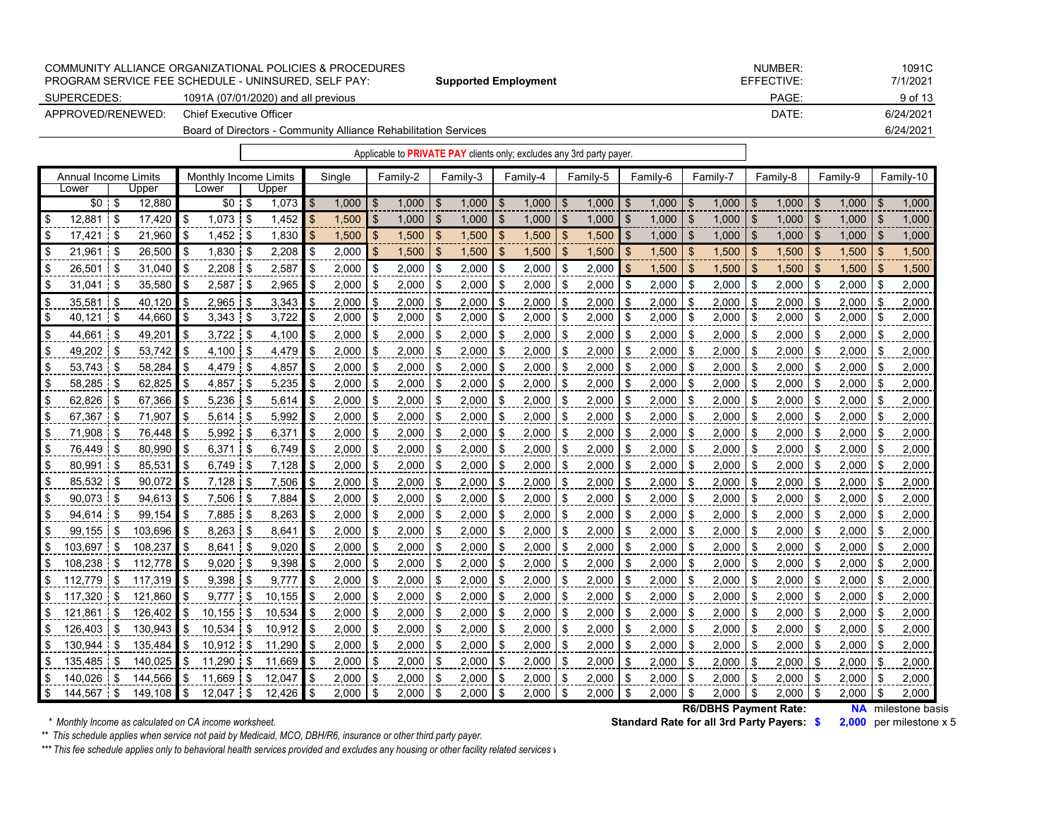COMMUNITY ALLIANCE ORGANIZATIONAL POLICIES & PROCEDURES
PROGRAM SERVICE FEE SCHEDULE - UNINSURED, SELF PAY: **Supported Employment**

| | | | |
|---|---|---|---|
| NUMBER: | 1091C | EFFECTIVE: | 7/1/2021 |
| SUPERCEDES: | 1091A (07/01/2020) and all previous | | |
| APPROVED/RENEWED: | Chief Executive Officer | DATE: | 6/24/2021 |
| | Board of Directors - Community Alliance Rehabilitation Services | | 6/24/2021 |

Applicable to **PRIVATE PAY** clients only; excludes any 3rd party payer.

| Annual Income Limits Lower | Annual Income Limits Upper | Monthly Income Limits Lower | Monthly Income Limits Upper | Single | Family-2 | Family-3 | Family-4 | Family-5 | Family-6 | Family-7 | Family-8 | Family-9 | Family-10 |
|---|---|---|---|---|---|---|---|---|---|---|---|---|---|
| $0 | $ 12,880 | $0 | $ 1,073 | $ 1,000 | $ 1,000 | $ 1,000 | $ 1,000 | $ 1,000 | $ 1,000 | $ 1,000 | $ 1,000 | $ 1,000 | $ 1,000 |
| $ 12,881 | $ 17,420 | $ 1,073 | $ 1,452 | $ 1,500 | $ 1,000 | $ 1,000 | $ 1,000 | $ 1,000 | $ 1,000 | $ 1,000 | $ 1,000 | $ 1,000 | $ 1,000 |
| $ 17,421 | $ 21,960 | $ 1,452 | $ 1,830 | $ 1,500 | $ 1,500 | $ 1,500 | $ 1,500 | $ 1,500 | $ 1,000 | $ 1,000 | $ 1,000 | $ 1,000 | $ 1,000 |
| $ 21,961 | $ 26,500 | $ 1,830 | $ 2,208 | $ 2,000 | $ 1,500 | $ 1,500 | $ 1,500 | $ 1,500 | $ 1,500 | $ 1,500 | $ 1,500 | $ 1,500 | $ 1,500 |
| $ 26,501 | $ 31,040 | $ 2,208 | $ 2,587 | $ 2,000 | $ 2,000 | $ 2,000 | $ 2,000 | $ 2,000 | $ 1,500 | $ 1,500 | $ 1,500 | $ 1,500 | $ 1,500 |
| $ 31,041 | $ 35,580 | $ 2,587 | $ 2,965 | $ 2,000 | $ 2,000 | $ 2,000 | $ 2,000 | $ 2,000 | $ 2,000 | $ 2,000 | $ 2,000 | $ 2,000 | $ 2,000 |
| $ 35,581 | $ 40,120 | $ 2,965 | $ 3,343 | $ 2,000 | $ 2,000 | $ 2,000 | $ 2,000 | $ 2,000 | $ 2,000 | $ 2,000 | $ 2,000 | $ 2,000 | $ 2,000 |
| $ 40,121 | $ 44,660 | $ 3,343 | $ 3,722 | $ 2,000 | $ 2,000 | $ 2,000 | $ 2,000 | $ 2,000 | $ 2,000 | $ 2,000 | $ 2,000 | $ 2,000 | $ 2,000 |
| $ 44,661 | $ 49,201 | $ 3,722 | $ 4,100 | $ 2,000 | $ 2,000 | $ 2,000 | $ 2,000 | $ 2,000 | $ 2,000 | $ 2,000 | $ 2,000 | $ 2,000 | $ 2,000 |
| $ 49,202 | $ 53,742 | $ 4,100 | $ 4,479 | $ 2,000 | $ 2,000 | $ 2,000 | $ 2,000 | $ 2,000 | $ 2,000 | $ 2,000 | $ 2,000 | $ 2,000 | $ 2,000 |
| $ 53,743 | $ 58,284 | $ 4,479 | $ 4,857 | $ 2,000 | $ 2,000 | $ 2,000 | $ 2,000 | $ 2,000 | $ 2,000 | $ 2,000 | $ 2,000 | $ 2,000 | $ 2,000 |
| $ 58,285 | $ 62,825 | $ 4,857 | $ 5,235 | $ 2,000 | $ 2,000 | $ 2,000 | $ 2,000 | $ 2,000 | $ 2,000 | $ 2,000 | $ 2,000 | $ 2,000 | $ 2,000 |
| $ 62,826 | $ 67,366 | $ 5,236 | $ 5,614 | $ 2,000 | $ 2,000 | $ 2,000 | $ 2,000 | $ 2,000 | $ 2,000 | $ 2,000 | $ 2,000 | $ 2,000 | $ 2,000 |
| $ 67,367 | $ 71,907 | $ 5,614 | $ 5,992 | $ 2,000 | $ 2,000 | $ 2,000 | $ 2,000 | $ 2,000 | $ 2,000 | $ 2,000 | $ 2,000 | $ 2,000 | $ 2,000 |
| $ 71,908 | $ 76,448 | $ 5,992 | $ 6,371 | $ 2,000 | $ 2,000 | $ 2,000 | $ 2,000 | $ 2,000 | $ 2,000 | $ 2,000 | $ 2,000 | $ 2,000 | $ 2,000 |
| $ 76,449 | $ 80,990 | $ 6,371 | $ 6,749 | $ 2,000 | $ 2,000 | $ 2,000 | $ 2,000 | $ 2,000 | $ 2,000 | $ 2,000 | $ 2,000 | $ 2,000 | $ 2,000 |
| $ 80,991 | $ 85,531 | $ 6,749 | $ 7,128 | $ 2,000 | $ 2,000 | $ 2,000 | $ 2,000 | $ 2,000 | $ 2,000 | $ 2,000 | $ 2,000 | $ 2,000 | $ 2,000 |
| $ 85,532 | $ 90,072 | $ 7,128 | $ 7,506 | $ 2,000 | $ 2,000 | $ 2,000 | $ 2,000 | $ 2,000 | $ 2,000 | $ 2,000 | $ 2,000 | $ 2,000 | $ 2,000 |
| $ 90,073 | $ 94,613 | $ 7,506 | $ 7,884 | $ 2,000 | $ 2,000 | $ 2,000 | $ 2,000 | $ 2,000 | $ 2,000 | $ 2,000 | $ 2,000 | $ 2,000 | $ 2,000 |
| $ 94,614 | $ 99,154 | $ 7,885 | $ 8,263 | $ 2,000 | $ 2,000 | $ 2,000 | $ 2,000 | $ 2,000 | $ 2,000 | $ 2,000 | $ 2,000 | $ 2,000 | $ 2,000 |
| $ 99,155 | $ 103,696 | $ 8,263 | $ 8,641 | $ 2,000 | $ 2,000 | $ 2,000 | $ 2,000 | $ 2,000 | $ 2,000 | $ 2,000 | $ 2,000 | $ 2,000 | $ 2,000 |
| $ 103,697 | $ 108,237 | $ 8,641 | $ 9,020 | $ 2,000 | $ 2,000 | $ 2,000 | $ 2,000 | $ 2,000 | $ 2,000 | $ 2,000 | $ 2,000 | $ 2,000 | $ 2,000 |
| $ 108,238 | $ 112,778 | $ 9,020 | $ 9,398 | $ 2,000 | $ 2,000 | $ 2,000 | $ 2,000 | $ 2,000 | $ 2,000 | $ 2,000 | $ 2,000 | $ 2,000 | $ 2,000 |
| $ 112,779 | $ 117,319 | $ 9,398 | $ 9,777 | $ 2,000 | $ 2,000 | $ 2,000 | $ 2,000 | $ 2,000 | $ 2,000 | $ 2,000 | $ 2,000 | $ 2,000 | $ 2,000 |
| $ 117,320 | $ 121,860 | $ 9,777 | $ 10,155 | $ 2,000 | $ 2,000 | $ 2,000 | $ 2,000 | $ 2,000 | $ 2,000 | $ 2,000 | $ 2,000 | $ 2,000 | $ 2,000 |
| $ 121,861 | $ 126,402 | $ 10,155 | $ 10,534 | $ 2,000 | $ 2,000 | $ 2,000 | $ 2,000 | $ 2,000 | $ 2,000 | $ 2,000 | $ 2,000 | $ 2,000 | $ 2,000 |
| $ 126,403 | $ 130,943 | $ 10,534 | $ 10,912 | $ 2,000 | $ 2,000 | $ 2,000 | $ 2,000 | $ 2,000 | $ 2,000 | $ 2,000 | $ 2,000 | $ 2,000 | $ 2,000 |
| $ 130,944 | $ 135,484 | $ 10,912 | $ 11,290 | $ 2,000 | $ 2,000 | $ 2,000 | $ 2,000 | $ 2,000 | $ 2,000 | $ 2,000 | $ 2,000 | $ 2,000 | $ 2,000 |
| $ 135,485 | $ 140,025 | $ 11,290 | $ 11,669 | $ 2,000 | $ 2,000 | $ 2,000 | $ 2,000 | $ 2,000 | $ 2,000 | $ 2,000 | $ 2,000 | $ 2,000 | $ 2,000 |
| $ 140,026 | $ 144,566 | $ 11,669 | $ 12,047 | $ 2,000 | $ 2,000 | $ 2,000 | $ 2,000 | $ 2,000 | $ 2,000 | $ 2,000 | $ 2,000 | $ 2,000 | $ 2,000 |
| $ 144,567 | $ 149,108 | $ 12,047 | $ 12,426 | $ 2,000 | $ 2,000 | $ 2,000 | $ 2,000 | $ 2,000 | $ 2,000 | $ 2,000 | $ 2,000 | $ 2,000 | $ 2,000 |

**R6/DBHS Payment Rate:** **NA** milestone basis

**Standard Rate for all 3rd Party Payers: $ 2,000** per milestone x 5

*\* Monthly Income as calculated on CA income worksheet.*

*\*\* This schedule applies when service not paid by Medicaid, MCO, DBH/R6, insurance or other third party payer.*

*\*\*\* This fee schedule applies only to behavioral health services provided and excludes any housing or other facility related services v*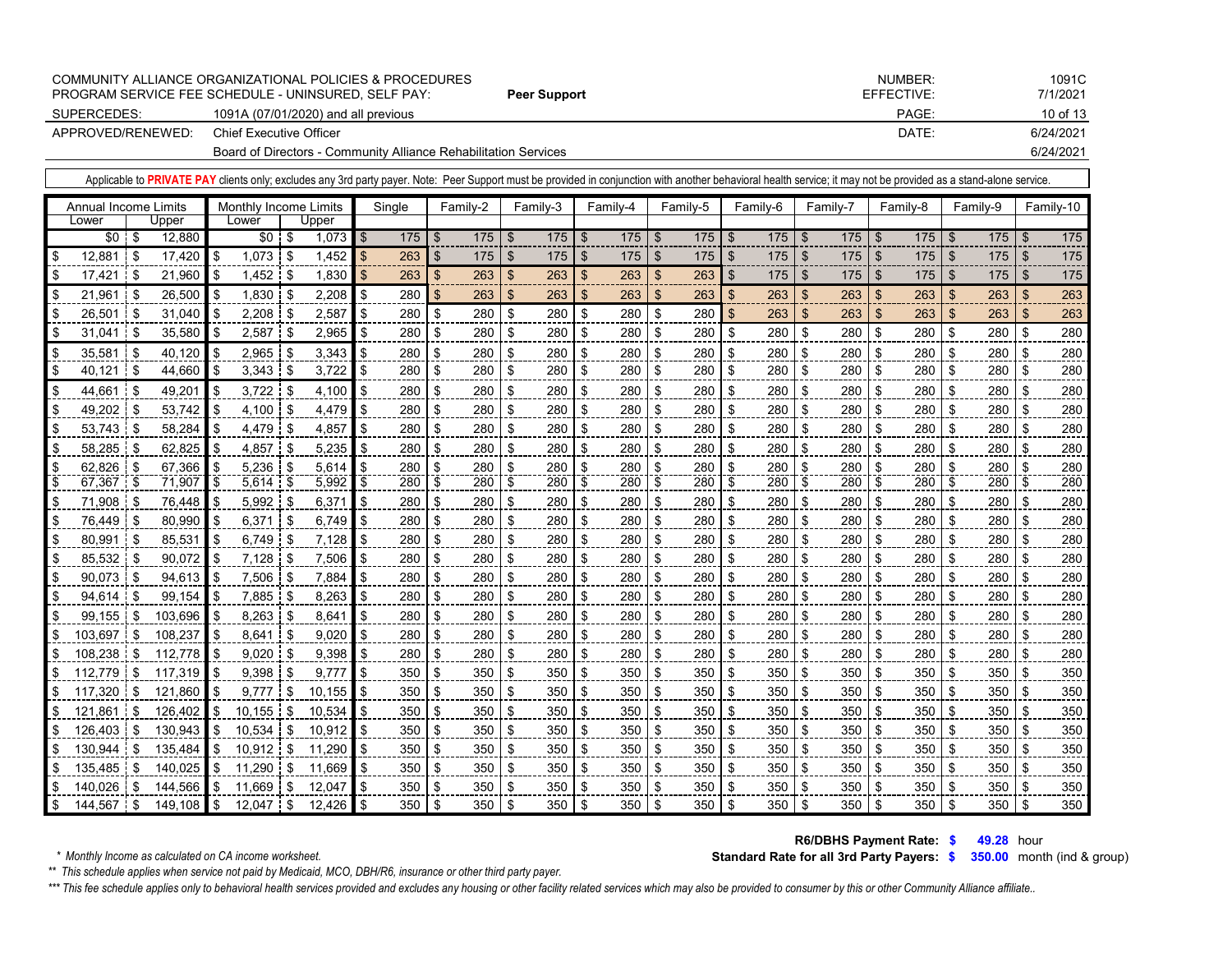| COMMUNITY ALLIANCE ORGANIZATIONAL POLICIES & PROCEDURES | | NUMBER: | 1091C |
|---|---|---|---|
| PROGRAM SERVICE FEE SCHEDULE - UNINSURED, SELF PAY: | **Peer Support** | EFFECTIVE: | 7/1/2021 |
| SUPERCEDES: | 1091A (07/01/2020) and all previous | | |
| APPROVED/RENEWED: | Chief Executive Officer | DATE: | 6/24/2021 |
| | Board of Directors - Community Alliance Rehabilitation Services | | 6/24/2021 |

Applicable to **PRIVATE PAY** clients only; excludes any 3rd party payer. Note: Peer Support must be provided in conjunction with another behavioral health service; it may not be provided as a stand-alone service.

| Annual Income Limits | | Monthly Income Limits | | Single | Family-2 | Family-3 | Family-4 | Family-5 | Family-6 | Family-7 | Family-8 | Family-9 | Family-10 |
|---|---|---|---|---|---|---|---|---|---|---|---|---|---|
| Lower | Upper | Lower | Upper | | | | | | | | | | |
| $0 | $ 12,880 | $0 | $ 1,073 | $ 175 | $ 175 | $ 175 | $ 175 | $ 175 | $ 175 | $ 175 | $ 175 | $ 175 | $ 175 |
| $ 12,881 | $ 17,420 | $ 1,073 | $ 1,452 | $ 263 | $ 175 | $ 175 | $ 175 | $ 175 | $ 175 | $ 175 | $ 175 | $ 175 | $ 175 |
| $ 17,421 | $ 21,960 | $ 1,452 | $ 1,830 | $ 263 | $ 263 | $ 263 | $ 263 | $ 263 | $ 175 | $ 175 | $ 175 | $ 175 | $ 175 |
| $ 21,961 | $ 26,500 | $ 1,830 | $ 2,208 | $ 280 | $ 263 | $ 263 | $ 263 | $ 263 | $ 263 | $ 263 | $ 263 | $ 263 | $ 263 |
| $ 26,501 | $ 31,040 | $ 2,208 | $ 2,587 | $ 280 | $ 280 | $ 280 | $ 280 | $ 280 | $ 263 | $ 263 | $ 263 | $ 263 | $ 263 |
| $ 31,041 | $ 35,580 | $ 2,587 | $ 2,965 | $ 280 | $ 280 | $ 280 | $ 280 | $ 280 | $ 280 | $ 280 | $ 280 | $ 280 | $ 280 |
| $ 35,581 | $ 40,120 | $ 2,965 | $ 3,343 | $ 280 | $ 280 | $ 280 | $ 280 | $ 280 | $ 280 | $ 280 | $ 280 | $ 280 | $ 280 |
| $ 40,121 | $ 44,660 | $ 3,343 | $ 3,722 | $ 280 | $ 280 | $ 280 | $ 280 | $ 280 | $ 280 | $ 280 | $ 280 | $ 280 | $ 280 |
| $ 44,661 | $ 49,201 | $ 3,722 | $ 4,100 | $ 280 | $ 280 | $ 280 | $ 280 | $ 280 | $ 280 | $ 280 | $ 280 | $ 280 | $ 280 |
| $ 49,202 | $ 53,742 | $ 4,100 | $ 4,479 | $ 280 | $ 280 | $ 280 | $ 280 | $ 280 | $ 280 | $ 280 | $ 280 | $ 280 | $ 280 |
| $ 53,743 | $ 58,284 | $ 4,479 | $ 4,857 | $ 280 | $ 280 | $ 280 | $ 280 | $ 280 | $ 280 | $ 280 | $ 280 | $ 280 | $ 280 |
| $ 58,285 | $ 62,825 | $ 4,857 | $ 5,235 | $ 280 | $ 280 | $ 280 | $ 280 | $ 280 | $ 280 | $ 280 | $ 280 | $ 280 | $ 280 |
| $ 62,826 | $ 67,366 | $ 5,236 | $ 5,614 | $ 280 | $ 280 | $ 280 | $ 280 | $ 280 | $ 280 | $ 280 | $ 280 | $ 280 | $ 280 |
| $ 67,367 | $ 71,907 | $ 5,614 | $ 5,992 | $ 280 | $ 280 | $ 280 | $ 280 | $ 280 | $ 280 | $ 280 | $ 280 | $ 280 | $ 280 |
| $ 71,908 | $ 76,448 | $ 5,992 | $ 6,371 | $ 280 | $ 280 | $ 280 | $ 280 | $ 280 | $ 280 | $ 280 | $ 280 | $ 280 | $ 280 |
| $ 76,449 | $ 80,990 | $ 6,371 | $ 6,749 | $ 280 | $ 280 | $ 280 | $ 280 | $ 280 | $ 280 | $ 280 | $ 280 | $ 280 | $ 280 |
| $ 80,991 | $ 85,531 | $ 6,749 | $ 7,128 | $ 280 | $ 280 | $ 280 | $ 280 | $ 280 | $ 280 | $ 280 | $ 280 | $ 280 | $ 280 |
| $ 85,532 | $ 90,072 | $ 7,128 | $ 7,506 | $ 280 | $ 280 | $ 280 | $ 280 | $ 280 | $ 280 | $ 280 | $ 280 | $ 280 | $ 280 |
| $ 90,073 | $ 94,613 | $ 7,506 | $ 7,884 | $ 280 | $ 280 | $ 280 | $ 280 | $ 280 | $ 280 | $ 280 | $ 280 | $ 280 | $ 280 |
| $ 94,614 | $ 99,154 | $ 7,885 | $ 8,263 | $ 280 | $ 280 | $ 280 | $ 280 | $ 280 | $ 280 | $ 280 | $ 280 | $ 280 | $ 280 |
| $ 99,155 | $ 103,696 | $ 8,263 | $ 8,641 | $ 280 | $ 280 | $ 280 | $ 280 | $ 280 | $ 280 | $ 280 | $ 280 | $ 280 | $ 280 |
| $ 103,697 | $ 108,237 | $ 8,641 | $ 9,020 | $ 280 | $ 280 | $ 280 | $ 280 | $ 280 | $ 280 | $ 280 | $ 280 | $ 280 | $ 280 |
| $ 108,238 | $ 112,778 | $ 9,020 | $ 9,398 | $ 280 | $ 280 | $ 280 | $ 280 | $ 280 | $ 280 | $ 280 | $ 280 | $ 280 | $ 280 |
| $ 112,779 | $ 117,319 | $ 9,398 | $ 9,777 | $ 350 | $ 350 | $ 350 | $ 350 | $ 350 | $ 350 | $ 350 | $ 350 | $ 350 | $ 350 |
| $ 117,320 | $ 121,860 | $ 9,777 | $ 10,155 | $ 350 | $ 350 | $ 350 | $ 350 | $ 350 | $ 350 | $ 350 | $ 350 | $ 350 | $ 350 |
| $ 121,861 | $ 126,402 | $ 10,155 | $ 10,534 | $ 350 | $ 350 | $ 350 | $ 350 | $ 350 | $ 350 | $ 350 | $ 350 | $ 350 | $ 350 |
| $ 126,403 | $ 130,943 | $ 10,534 | $ 10,912 | $ 350 | $ 350 | $ 350 | $ 350 | $ 350 | $ 350 | $ 350 | $ 350 | $ 350 | $ 350 |
| $ 130,944 | $ 135,484 | $ 10,912 | $ 11,290 | $ 350 | $ 350 | $ 350 | $ 350 | $ 350 | $ 350 | $ 350 | $ 350 | $ 350 | $ 350 |
| $ 135,485 | $ 140,025 | $ 11,290 | $ 11,669 | $ 350 | $ 350 | $ 350 | $ 350 | $ 350 | $ 350 | $ 350 | $ 350 | $ 350 | $ 350 |
| $ 140,026 | $ 144,566 | $ 11,669 | $ 12,047 | $ 350 | $ 350 | $ 350 | $ 350 | $ 350 | $ 350 | $ 350 | $ 350 | $ 350 | $ 350 |
| $ 144,567 | $ 149,108 | $ 12,047 | $ 12,426 | $ 350 | $ 350 | $ 350 | $ 350 | $ 350 | $ 350 | $ 350 | $ 350 | $ 350 | $ 350 |

**R6/DBHS Payment Rate: $ 49.28** hour

**Standard Rate for all 3rd Party Payers: $ 350.00** month (ind & group)

*\* Monthly Income as calculated on CA income worksheet.*

*\*\* This schedule applies when service not paid by Medicaid, MCO, DBH/R6, insurance or other third party payer.*

*\*\*\* This fee schedule applies only to behavioral health services provided and excludes any housing or other facility related services which may also be provided to consumer by this or other Community Alliance affiliate..*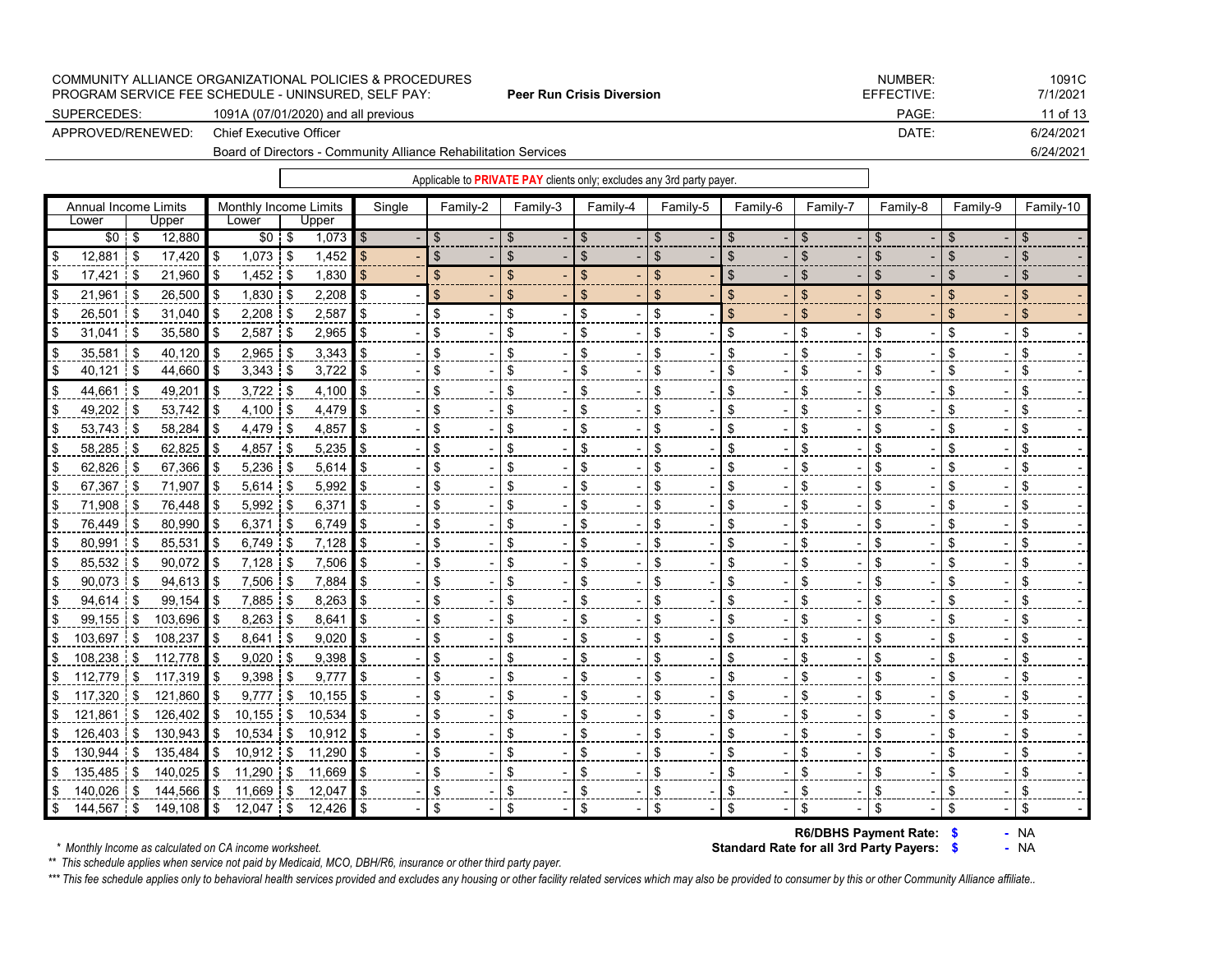COMMUNITY ALLIANCE ORGANIZATIONAL POLICIES & PROCEDURES
PROGRAM SERVICE FEE SCHEDULE - UNINSURED, SELF PAY: **Peer Run Crisis Diversion**

| | | | |
|---|---|---|---|
| NUMBER: | 1091C | EFFECTIVE: | 7/1/2021 |
| SUPERCEDES: | 1091A (07/01/2020) and all previous | PAGE: | 11 of 13 |
| APPROVED/RENEWED: | Chief Executive Officer | DATE: | 6/24/2021 |
| | Board of Directors - Community Alliance Rehabilitation Services | | 6/24/2021 |

Applicable to **PRIVATE PAY** clients only; excludes any 3rd party payer.

| Annual Income Limits | | Monthly Income Limits | | Single | Family-2 | Family-3 | Family-4 | Family-5 | Family-6 | Family-7 | Family-8 | Family-9 | Family-10 |
|---|---|---|---|---|---|---|---|---|---|---|---|---|---|
| Lower | Upper | Lower | Upper | | | | | | | | | | |
| $0 | $ 12,880 | $0 | $ 1,073 | $ - | $ - | $ - | $ - | $ - | $ - | $ - | $ - | $ - | $ - |
| $ 12,881 | $ 17,420 | $ 1,073 | $ 1,452 | $ - | $ - | $ - | $ - | $ - | $ - | $ - | $ - | $ - | $ - |
| $ 17,421 | $ 21,960 | $ 1,452 | $ 1,830 | $ - | $ - | $ - | $ - | $ - | $ - | $ - | $ - | $ - | $ - |
| $ 21,961 | $ 26,500 | $ 1,830 | $ 2,208 | $ - | $ - | $ - | $ - | $ - | $ - | $ - | $ - | $ - | $ - |
| $ 26,501 | $ 31,040 | $ 2,208 | $ 2,587 | $ - | $ - | $ - | $ - | $ - | $ - | $ - | $ - | $ - | $ - |
| $ 31,041 | $ 35,580 | $ 2,587 | $ 2,965 | $ - | $ - | $ - | $ - | $ - | $ - | $ - | $ - | $ - | $ - |
| $ 35,581 | $ 40,120 | $ 2,965 | $ 3,343 | $ - | $ - | $ - | $ - | $ - | $ - | $ - | $ - | $ - | $ - |
| $ 40,121 | $ 44,660 | $ 3,343 | $ 3,722 | $ - | $ - | $ - | $ - | $ - | $ - | $ - | $ - | $ - | $ - |
| $ 44,661 | $ 49,201 | $ 3,722 | $ 4,100 | $ - | $ - | $ - | $ - | $ - | $ - | $ - | $ - | $ - | $ - |
| $ 49,202 | $ 53,742 | $ 4,100 | $ 4,479 | $ - | $ - | $ - | $ - | $ - | $ - | $ - | $ - | $ - | $ - |
| $ 53,743 | $ 58,284 | $ 4,479 | $ 4,857 | $ - | $ - | $ - | $ - | $ - | $ - | $ - | $ - | $ - | $ - |
| $ 58,285 | $ 62,825 | $ 4,857 | $ 5,235 | $ - | $ - | $ - | $ - | $ - | $ - | $ - | $ - | $ - | $ - |
| $ 62,826 | $ 67,366 | $ 5,236 | $ 5,614 | $ - | $ - | $ - | $ - | $ - | $ - | $ - | $ - | $ - | $ - |
| $ 67,367 | $ 71,907 | $ 5,614 | $ 5,992 | $ - | $ - | $ - | $ - | $ - | $ - | $ - | $ - | $ - | $ - |
| $ 71,908 | $ 76,448 | $ 5,992 | $ 6,371 | $ - | $ - | $ - | $ - | $ - | $ - | $ - | $ - | $ - | $ - |
| $ 76,449 | $ 80,990 | $ 6,371 | $ 6,749 | $ - | $ - | $ - | $ - | $ - | $ - | $ - | $ - | $ - | $ - |
| $ 80,991 | $ 85,531 | $ 6,749 | $ 7,128 | $ - | $ - | $ - | $ - | $ - | $ - | $ - | $ - | $ - | $ - |
| $ 85,532 | $ 90,072 | $ 7,128 | $ 7,506 | $ - | $ - | $ - | $ - | $ - | $ - | $ - | $ - | $ - | $ - |
| $ 90,073 | $ 94,613 | $ 7,506 | $ 7,884 | $ - | $ - | $ - | $ - | $ - | $ - | $ - | $ - | $ - | $ - |
| $ 94,614 | $ 99,154 | $ 7,885 | $ 8,263 | $ - | $ - | $ - | $ - | $ - | $ - | $ - | $ - | $ - | $ - |
| $ 99,155 | $ 103,696 | $ 8,263 | $ 8,641 | $ - | $ - | $ - | $ - | $ - | $ - | $ - | $ - | $ - | $ - |
| $ 103,697 | $ 108,237 | $ 8,641 | $ 9,020 | $ - | $ - | $ - | $ - | $ - | $ - | $ - | $ - | $ - | $ - |
| $ 108,238 | $ 112,778 | $ 9,020 | $ 9,398 | $ - | $ - | $ - | $ - | $ - | $ - | $ - | $ - | $ - | $ - |
| $ 112,779 | $ 117,319 | $ 9,398 | $ 9,777 | $ - | $ - | $ - | $ - | $ - | $ - | $ - | $ - | $ - | $ - |
| $ 117,320 | $ 121,860 | $ 9,777 | $ 10,155 | $ - | $ - | $ - | $ - | $ - | $ - | $ - | $ - | $ - | $ - |
| $ 121,861 | $ 126,402 | $ 10,155 | $ 10,534 | $ - | $ - | $ - | $ - | $ - | $ - | $ - | $ - | $ - | $ - |
| $ 126,403 | $ 130,943 | $ 10,534 | $ 10,912 | $ - | $ - | $ - | $ - | $ - | $ - | $ - | $ - | $ - | $ - |
| $ 130,944 | $ 135,484 | $ 10,912 | $ 11,290 | $ - | $ - | $ - | $ - | $ - | $ - | $ - | $ - | $ - | $ - |
| $ 135,485 | $ 140,025 | $ 11,290 | $ 11,669 | $ - | $ - | $ - | $ - | $ - | $ - | $ - | $ - | $ - | $ - |
| $ 140,026 | $ 144,566 | $ 11,669 | $ 12,047 | $ - | $ - | $ - | $ - | $ - | $ - | $ - | $ - | $ - | $ - |
| $ 144,567 | $ 149,108 | $ 12,047 | $ 12,426 | $ - | $ - | $ - | $ - | $ - | $ - | $ - | $ - | $ - | $ - |

**R6/DBHS Payment Rate: $ -** NA

**Standard Rate for all 3rd Party Payers: $ -** NA

*\* Monthly Income as calculated on CA income worksheet.*

*\*\* This schedule applies when service not paid by Medicaid, MCO, DBH/R6, insurance or other third party payer.*

*\*\*\* This fee schedule applies only to behavioral health services provided and excludes any housing or other facility related services which may also be provided to consumer by this or other Community Alliance affiliate..*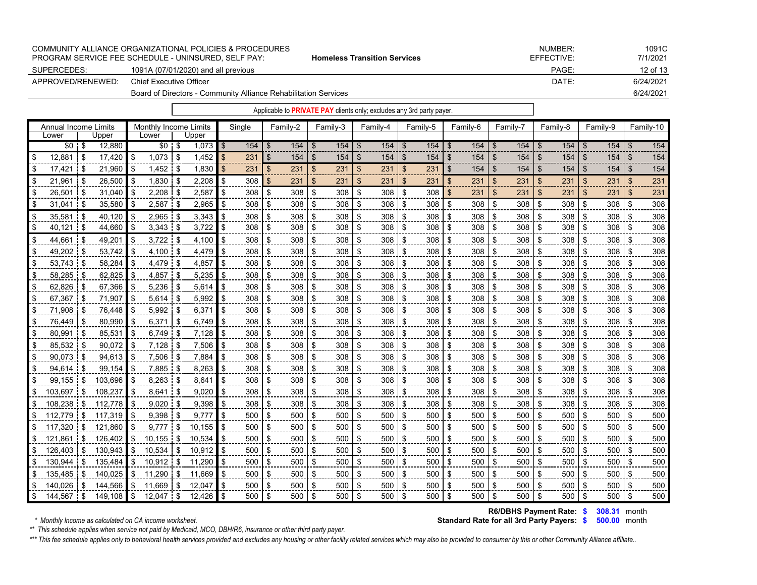| COMMUNITY ALLIANCE ORGANIZATIONAL POLICIES & PROCEDURES | | | NUMBER: | 1091C |
|---|---|---|---|---|
| PROGRAM SERVICE FEE SCHEDULE - UNINSURED, SELF PAY: | | **Homeless Transition Services** | EFFECTIVE: | 7/1/2021 |
| SUPERCEDES: | 1091A (07/01/2020) and all previous | | | |
| APPROVED/RENEWED: | Chief Executive Officer | | DATE: | 6/24/2021 |
| | Board of Directors - Community Alliance Rehabilitation Services | | | 6/24/2021 |

Applicable to **PRIVATE PAY** clients only; excludes any 3rd party payer.

| Annual Income Limits | | Monthly Income Limits | | Single | Family-2 | Family-3 | Family-4 | Family-5 | Family-6 | Family-7 | Family-8 | Family-9 | Family-10 |
|---|---|---|---|---|---|---|---|---|---|---|---|---|---|
| Lower | Upper | Lower | Upper | | | | | | | | | | |
| $0 | $ 12,880 | $0 | $ 1,073 | $ 154 | $ 154 | $ 154 | $ 154 | $ 154 | $ 154 | $ 154 | $ 154 | $ 154 | $ 154 |
| $ 12,881 | $ 17,420 | $ 1,073 | $ 1,452 | $ 231 | $ 154 | $ 154 | $ 154 | $ 154 | $ 154 | $ 154 | $ 154 | $ 154 | $ 154 |
| $ 17,421 | $ 21,960 | $ 1,452 | $ 1,830 | $ 231 | $ 231 | $ 231 | $ 231 | $ 231 | $ 154 | $ 154 | $ 154 | $ 154 | $ 154 |
| $ 21,961 | $ 26,500 | $ 1,830 | $ 2,208 | $ 308 | $ 231 | $ 231 | $ 231 | $ 231 | $ 231 | $ 231 | $ 231 | $ 231 | $ 231 |
| $ 26,501 | $ 31,040 | $ 2,208 | $ 2,587 | $ 308 | $ 308 | $ 308 | $ 308 | $ 308 | $ 231 | $ 231 | $ 231 | $ 231 | $ 231 |
| $ 31,041 | $ 35,580 | $ 2,587 | $ 2,965 | $ 308 | $ 308 | $ 308 | $ 308 | $ 308 | $ 308 | $ 308 | $ 308 | $ 308 | $ 308 |
| $ 35,581 | $ 40,120 | $ 2,965 | $ 3,343 | $ 308 | $ 308 | $ 308 | $ 308 | $ 308 | $ 308 | $ 308 | $ 308 | $ 308 | $ 308 |
| $ 40,121 | $ 44,660 | $ 3,343 | $ 3,722 | $ 308 | $ 308 | $ 308 | $ 308 | $ 308 | $ 308 | $ 308 | $ 308 | $ 308 | $ 308 |
| $ 44,661 | $ 49,201 | $ 3,722 | $ 4,100 | $ 308 | $ 308 | $ 308 | $ 308 | $ 308 | $ 308 | $ 308 | $ 308 | $ 308 | $ 308 |
| $ 49,202 | $ 53,742 | $ 4,100 | $ 4,479 | $ 308 | $ 308 | $ 308 | $ 308 | $ 308 | $ 308 | $ 308 | $ 308 | $ 308 | $ 308 |
| $ 53,743 | $ 58,284 | $ 4,479 | $ 4,857 | $ 308 | $ 308 | $ 308 | $ 308 | $ 308 | $ 308 | $ 308 | $ 308 | $ 308 | $ 308 |
| $ 58,285 | $ 62,825 | $ 4,857 | $ 5,235 | $ 308 | $ 308 | $ 308 | $ 308 | $ 308 | $ 308 | $ 308 | $ 308 | $ 308 | $ 308 |
| $ 62,826 | $ 67,366 | $ 5,236 | $ 5,614 | $ 308 | $ 308 | $ 308 | $ 308 | $ 308 | $ 308 | $ 308 | $ 308 | $ 308 | $ 308 |
| $ 67,367 | $ 71,907 | $ 5,614 | $ 5,992 | $ 308 | $ 308 | $ 308 | $ 308 | $ 308 | $ 308 | $ 308 | $ 308 | $ 308 | $ 308 |
| $ 71,908 | $ 76,448 | $ 5,992 | $ 6,371 | $ 308 | $ 308 | $ 308 | $ 308 | $ 308 | $ 308 | $ 308 | $ 308 | $ 308 | $ 308 |
| $ 76,449 | $ 80,990 | $ 6,371 | $ 6,749 | $ 308 | $ 308 | $ 308 | $ 308 | $ 308 | $ 308 | $ 308 | $ 308 | $ 308 | $ 308 |
| $ 80,991 | $ 85,531 | $ 6,749 | $ 7,128 | $ 308 | $ 308 | $ 308 | $ 308 | $ 308 | $ 308 | $ 308 | $ 308 | $ 308 | $ 308 |
| $ 85,532 | $ 90,072 | $ 7,128 | $ 7,506 | $ 308 | $ 308 | $ 308 | $ 308 | $ 308 | $ 308 | $ 308 | $ 308 | $ 308 | $ 308 |
| $ 90,073 | $ 94,613 | $ 7,506 | $ 7,884 | $ 308 | $ 308 | $ 308 | $ 308 | $ 308 | $ 308 | $ 308 | $ 308 | $ 308 | $ 308 |
| $ 94,614 | $ 99,154 | $ 7,885 | $ 8,263 | $ 308 | $ 308 | $ 308 | $ 308 | $ 308 | $ 308 | $ 308 | $ 308 | $ 308 | $ 308 |
| $ 99,155 | $ 103,696 | $ 8,263 | $ 8,641 | $ 308 | $ 308 | $ 308 | $ 308 | $ 308 | $ 308 | $ 308 | $ 308 | $ 308 | $ 308 |
| $ 103,697 | $ 108,237 | $ 8,641 | $ 9,020 | $ 308 | $ 308 | $ 308 | $ 308 | $ 308 | $ 308 | $ 308 | $ 308 | $ 308 | $ 308 |
| $ 108,238 | $ 112,778 | $ 9,020 | $ 9,398 | $ 308 | $ 308 | $ 308 | $ 308 | $ 308 | $ 308 | $ 308 | $ 308 | $ 308 | $ 308 |
| $ 112,779 | $ 117,319 | $ 9,398 | $ 9,777 | $ 500 | $ 500 | $ 500 | $ 500 | $ 500 | $ 500 | $ 500 | $ 500 | $ 500 | $ 500 |
| $ 117,320 | $ 121,860 | $ 9,777 | $ 10,155 | $ 500 | $ 500 | $ 500 | $ 500 | $ 500 | $ 500 | $ 500 | $ 500 | $ 500 | $ 500 |
| $ 121,861 | $ 126,402 | $ 10,155 | $ 10,534 | $ 500 | $ 500 | $ 500 | $ 500 | $ 500 | $ 500 | $ 500 | $ 500 | $ 500 | $ 500 |
| $ 126,403 | $ 130,943 | $ 10,534 | $ 10,912 | $ 500 | $ 500 | $ 500 | $ 500 | $ 500 | $ 500 | $ 500 | $ 500 | $ 500 | $ 500 |
| $ 130,944 | $ 135,484 | $ 10,912 | $ 11,290 | $ 500 | $ 500 | $ 500 | $ 500 | $ 500 | $ 500 | $ 500 | $ 500 | $ 500 | $ 500 |
| $ 135,485 | $ 140,025 | $ 11,290 | $ 11,669 | $ 500 | $ 500 | $ 500 | $ 500 | $ 500 | $ 500 | $ 500 | $ 500 | $ 500 | $ 500 |
| $ 140,026 | $ 144,566 | $ 11,669 | $ 12,047 | $ 500 | $ 500 | $ 500 | $ 500 | $ 500 | $ 500 | $ 500 | $ 500 | $ 500 | $ 500 |
| $ 144,567 | $ 149,108 | $ 12,047 | $ 12,426 | $ 500 | $ 500 | $ 500 | $ 500 | $ 500 | $ 500 | $ 500 | $ 500 | $ 500 | $ 500 |

**R6/DBHS Payment Rate: $ 308.31** month

**Standard Rate for all 3rd Party Payers: $ 500.00** month

*\* Monthly Income as calculated on CA income worksheet.*

*\*\* This schedule applies when service not paid by Medicaid, MCO, DBH/R6, insurance or other third party payer.*

*\*\*\* This fee schedule applies only to behavioral health services provided and excludes any housing or other facility related services which may also be provided to consumer by this or other Community Alliance affiliate..*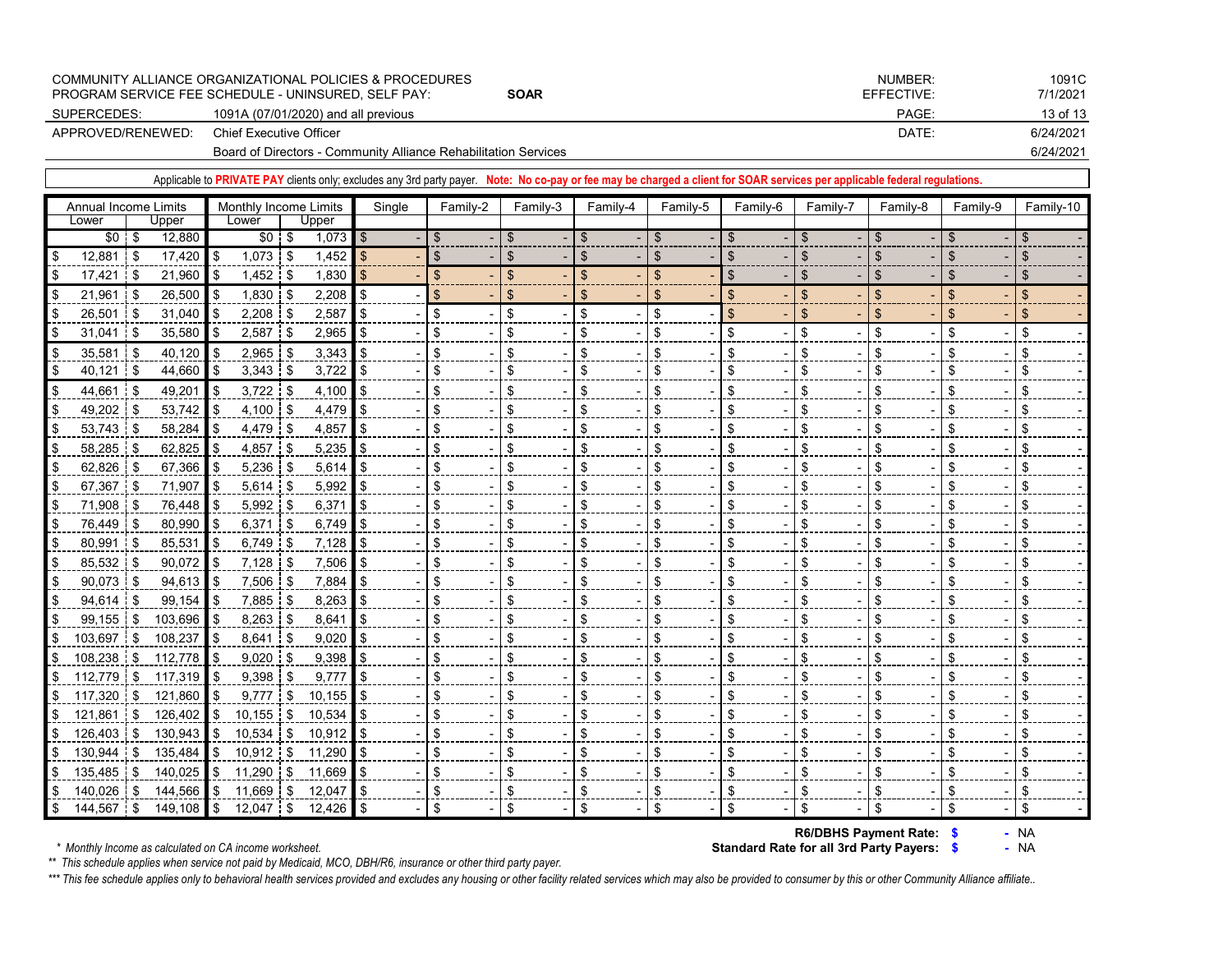COMMUNITY ALLIANCE ORGANIZATIONAL POLICIES & PROCEDURES

PROGRAM SERVICE FEE SCHEDULE - UNINSURED, SELF PAY: **SOAR**

| | | | |
|---|---|---|---|
| NUMBER: | 1091C | | |
| EFFECTIVE: | 7/1/2021 | | |
| SUPERCEDES: | 1091A (07/01/2020) and all previous | PAGE: | 13 of 13 |
| APPROVED/RENEWED: | Chief Executive Officer | DATE: | 6/24/2021 |
| | Board of Directors - Community Alliance Rehabilitation Services | | 6/24/2021 |

Applicable to **PRIVATE PAY** clients only; excludes any 3rd party payer. **Note: No co-pay or fee may be charged a client for SOAR services per applicable federal regulations.**

| Annual Income Limits | | Monthly Income Limits | | Single | Family-2 | Family-3 | Family-4 | Family-5 | Family-6 | Family-7 | Family-8 | Family-9 | Family-10 |
|---|---|---|---|---|---|---|---|---|---|---|---|---|---|
| Lower | Upper | Lower | Upper | | | | | | | | | | |
| $0 | $ 12,880 | $0 | $ 1,073 | $ - | $ - | $ - | $ - | $ - | $ - | $ - | $ - | $ - | $ - |
| $ 12,881 | $ 17,420 | $ 1,073 | $ 1,452 | $ - | $ - | $ - | $ - | $ - | $ - | $ - | $ - | $ - | $ - |
| $ 17,421 | $ 21,960 | $ 1,452 | $ 1,830 | $ - | $ - | $ - | $ - | $ - | $ - | $ - | $ - | $ - | $ - |
| $ 21,961 | $ 26,500 | $ 1,830 | $ 2,208 | $ - | $ - | $ - | $ - | $ - | $ - | $ - | $ - | $ - | $ - |
| $ 26,501 | $ 31,040 | $ 2,208 | $ 2,587 | $ - | $ - | $ - | $ - | $ - | $ - | $ - | $ - | $ - | $ - |
| $ 31,041 | $ 35,580 | $ 2,587 | $ 2,965 | $ - | $ - | $ - | $ - | $ - | $ - | $ - | $ - | $ - | $ - |
| $ 35,581 | $ 40,120 | $ 2,965 | $ 3,343 | $ - | $ - | $ - | $ - | $ - | $ - | $ - | $ - | $ - | $ - |
| $ 40,121 | $ 44,660 | $ 3,343 | $ 3,722 | $ - | $ - | $ - | $ - | $ - | $ - | $ - | $ - | $ - | $ - |
| $ 44,661 | $ 49,201 | $ 3,722 | $ 4,100 | $ - | $ - | $ - | $ - | $ - | $ - | $ - | $ - | $ - | $ - |
| $ 49,202 | $ 53,742 | $ 4,100 | $ 4,479 | $ - | $ - | $ - | $ - | $ - | $ - | $ - | $ - | $ - | $ - |
| $ 53,743 | $ 58,284 | $ 4,479 | $ 4,857 | $ - | $ - | $ - | $ - | $ - | $ - | $ - | $ - | $ - | $ - |
| $ 58,285 | $ 62,825 | $ 4,857 | $ 5,235 | $ - | $ - | $ - | $ - | $ - | $ - | $ - | $ - | $ - | $ - |
| $ 62,826 | $ 67,366 | $ 5,236 | $ 5,614 | $ - | $ - | $ - | $ - | $ - | $ - | $ - | $ - | $ - | $ - |
| $ 67,367 | $ 71,907 | $ 5,614 | $ 5,992 | $ - | $ - | $ - | $ - | $ - | $ - | $ - | $ - | $ - | $ - |
| $ 71,908 | $ 76,448 | $ 5,992 | $ 6,371 | $ - | $ - | $ - | $ - | $ - | $ - | $ - | $ - | $ - | $ - |
| $ 76,449 | $ 80,990 | $ 6,371 | $ 6,749 | $ - | $ - | $ - | $ - | $ - | $ - | $ - | $ - | $ - | $ - |
| $ 80,991 | $ 85,531 | $ 6,749 | $ 7,128 | $ - | $ - | $ - | $ - | $ - | $ - | $ - | $ - | $ - | $ - |
| $ 85,532 | $ 90,072 | $ 7,128 | $ 7,506 | $ - | $ - | $ - | $ - | $ - | $ - | $ - | $ - | $ - | $ - |
| $ 90,073 | $ 94,613 | $ 7,506 | $ 7,884 | $ - | $ - | $ - | $ - | $ - | $ - | $ - | $ - | $ - | $ - |
| $ 94,614 | $ 99,154 | $ 7,885 | $ 8,263 | $ - | $ - | $ - | $ - | $ - | $ - | $ - | $ - | $ - | $ - |
| $ 99,155 | $ 103,696 | $ 8,263 | $ 8,641 | $ - | $ - | $ - | $ - | $ - | $ - | $ - | $ - | $ - | $ - |
| $ 103,697 | $ 108,237 | $ 8,641 | $ 9,020 | $ - | $ - | $ - | $ - | $ - | $ - | $ - | $ - | $ - | $ - |
| $ 108,238 | $ 112,778 | $ 9,020 | $ 9,398 | $ - | $ - | $ - | $ - | $ - | $ - | $ - | $ - | $ - | $ - |
| $ 112,779 | $ 117,319 | $ 9,398 | $ 9,777 | $ - | $ - | $ - | $ - | $ - | $ - | $ - | $ - | $ - | $ - |
| $ 117,320 | $ 121,860 | $ 9,777 | $ 10,155 | $ - | $ - | $ - | $ - | $ - | $ - | $ - | $ - | $ - | $ - |
| $ 121,861 | $ 126,402 | $ 10,155 | $ 10,534 | $ - | $ - | $ - | $ - | $ - | $ - | $ - | $ - | $ - | $ - |
| $ 126,403 | $ 130,943 | $ 10,534 | $ 10,912 | $ - | $ - | $ - | $ - | $ - | $ - | $ - | $ - | $ - | $ - |
| $ 130,944 | $ 135,484 | $ 10,912 | $ 11,290 | $ - | $ - | $ - | $ - | $ - | $ - | $ - | $ - | $ - | $ - |
| $ 135,485 | $ 140,025 | $ 11,290 | $ 11,669 | $ - | $ - | $ - | $ - | $ - | $ - | $ - | $ - | $ - | $ - |
| $ 140,026 | $ 144,566 | $ 11,669 | $ 12,047 | $ - | $ - | $ - | $ - | $ - | $ - | $ - | $ - | $ - | $ - |
| $ 144,567 | $ 149,108 | $ 12,047 | $ 12,426 | $ - | $ - | $ - | $ - | $ - | $ - | $ - | $ - | $ - | $ - |

**R6/DBHS Payment Rate: $ -** NA

**Standard Rate for all 3rd Party Payers: $ -** NA

*\* Monthly Income as calculated on CA income worksheet.*

*\*\* This schedule applies when service not paid by Medicaid, MCO, DBH/R6, insurance or other third party payer.*

*\*\*\* This fee schedule applies only to behavioral health services provided and excludes any housing or other facility related services which may also be provided to consumer by this or other Community Alliance affiliate..*